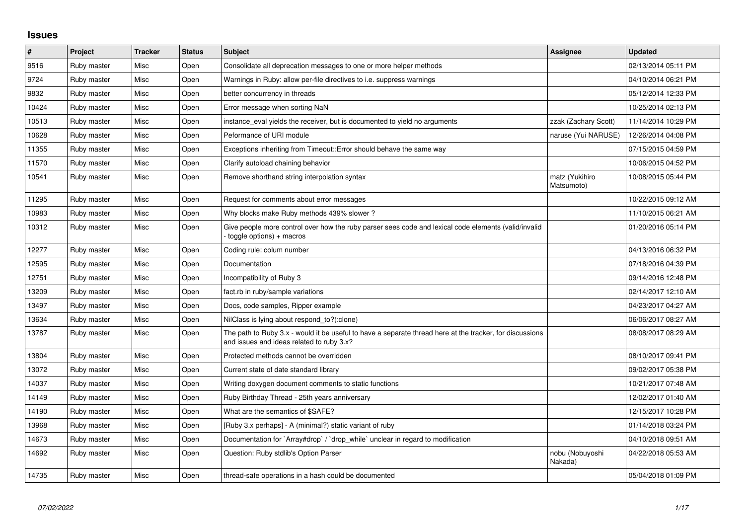## Issues

| # | Project | Tracker | Status | Subject | Assignee | Updated |
|---|---|---|---|---|---|---|
| 9516 | Ruby master | Misc | Open | Consolidate all deprecation messages to one or more helper methods | | 02/13/2014 05:11 PM |
| 9724 | Ruby master | Misc | Open | Warnings in Ruby: allow per-file directives to i.e. suppress warnings | | 04/10/2014 06:21 PM |
| 9832 | Ruby master | Misc | Open | better concurrency in threads | | 05/12/2014 12:33 PM |
| 10424 | Ruby master | Misc | Open | Error message when sorting NaN | | 10/25/2014 02:13 PM |
| 10513 | Ruby master | Misc | Open | instance_eval yields the receiver, but is documented to yield no arguments | zzak (Zachary Scott) | 11/14/2014 10:29 PM |
| 10628 | Ruby master | Misc | Open | Peformance of URI module | naruse (Yui NARUSE) | 12/26/2014 04:08 PM |
| 11355 | Ruby master | Misc | Open | Exceptions inheriting from Timeout::Error should behave the same way | | 07/15/2015 04:59 PM |
| 11570 | Ruby master | Misc | Open | Clarify autoload chaining behavior | | 10/06/2015 04:52 PM |
| 10541 | Ruby master | Misc | Open | Remove shorthand string interpolation syntax | matz (Yukihiro Matsumoto) | 10/08/2015 05:44 PM |
| 11295 | Ruby master | Misc | Open | Request for comments about error messages | | 10/22/2015 09:12 AM |
| 10983 | Ruby master | Misc | Open | Why blocks make Ruby methods 439% slower ? | | 11/10/2015 06:21 AM |
| 10312 | Ruby master | Misc | Open | Give people more control over how the ruby parser sees code and lexical code elements (valid/invalid - toggle options) + macros | | 01/20/2016 05:14 PM |
| 12277 | Ruby master | Misc | Open | Coding rule: colum number | | 04/13/2016 06:32 PM |
| 12595 | Ruby master | Misc | Open | Documentation | | 07/18/2016 04:39 PM |
| 12751 | Ruby master | Misc | Open | Incompatibility of Ruby 3 | | 09/14/2016 12:48 PM |
| 13209 | Ruby master | Misc | Open | fact.rb in ruby/sample variations | | 02/14/2017 12:10 AM |
| 13497 | Ruby master | Misc | Open | Docs, code samples, Ripper example | | 04/23/2017 04:27 AM |
| 13634 | Ruby master | Misc | Open | NilClass is lying about respond_to?(:clone) | | 06/06/2017 08:27 AM |
| 13787 | Ruby master | Misc | Open | The path to Ruby 3.x - would it be useful to have a separate thread here at the tracker, for discussions and issues and ideas related to ruby 3.x? | | 08/08/2017 08:29 AM |
| 13804 | Ruby master | Misc | Open | Protected methods cannot be overridden | | 08/10/2017 09:41 PM |
| 13072 | Ruby master | Misc | Open | Current state of date standard library | | 09/02/2017 05:38 PM |
| 14037 | Ruby master | Misc | Open | Writing doxygen document comments to static functions | | 10/21/2017 07:48 AM |
| 14149 | Ruby master | Misc | Open | Ruby Birthday Thread - 25th years anniversary | | 12/02/2017 01:40 AM |
| 14190 | Ruby master | Misc | Open | What are the semantics of $SAFE? | | 12/15/2017 10:28 PM |
| 13968 | Ruby master | Misc | Open | [Ruby 3.x perhaps] - A (minimal?) static variant of ruby | | 01/14/2018 03:24 PM |
| 14673 | Ruby master | Misc | Open | Documentation for `Array#drop` / `drop_while` unclear in regard to modification | | 04/10/2018 09:51 AM |
| 14692 | Ruby master | Misc | Open | Question: Ruby stdlib's Option Parser | nobu (Nobuyoshi Nakada) | 04/22/2018 05:53 AM |
| 14735 | Ruby master | Misc | Open | thread-safe operations in a hash could be documented | | 05/04/2018 01:09 PM |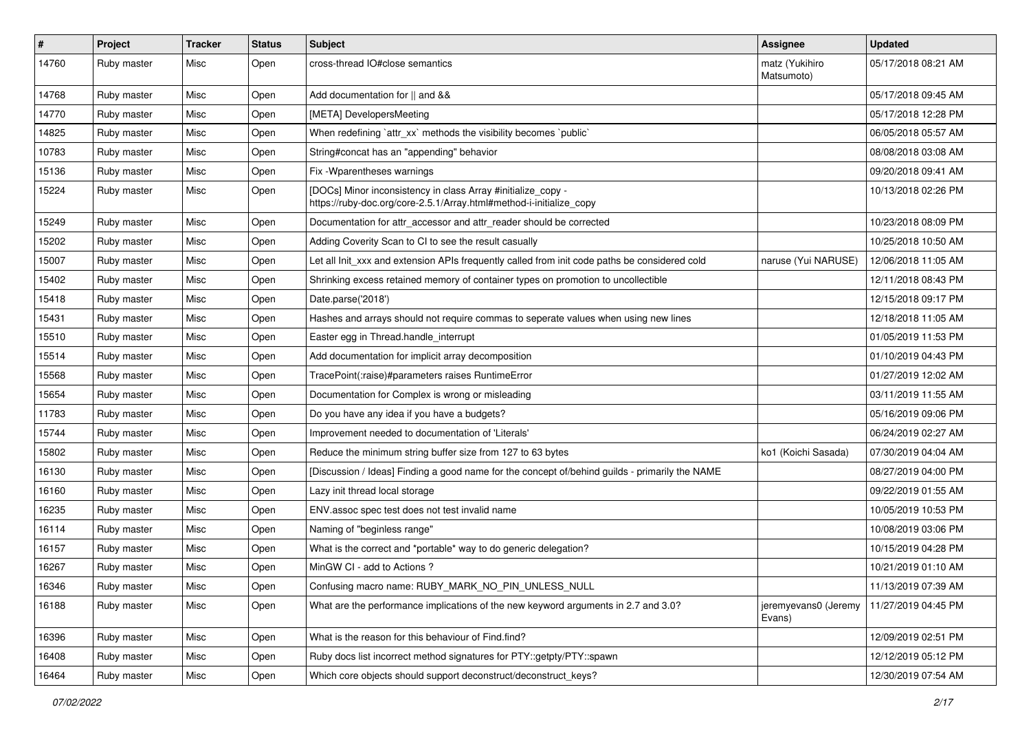| # | Project | Tracker | Status | Subject | Assignee | Updated |
|---|---|---|---|---|---|---|
| 14760 | Ruby master | Misc | Open | cross-thread IO#close semantics | matz (Yukihiro Matsumoto) | 05/17/2018 08:21 AM |
| 14768 | Ruby master | Misc | Open | Add documentation for &#124;&#124; and && | | 05/17/2018 09:45 AM |
| 14770 | Ruby master | Misc | Open | [META] DevelopersMeeting | | 05/17/2018 12:28 PM |
| 14825 | Ruby master | Misc | Open | When redefining `attr_xx` methods the visibility becomes `public` | | 06/05/2018 05:57 AM |
| 10783 | Ruby master | Misc | Open | String#concat has an "appending" behavior | | 08/08/2018 03:08 AM |
| 15136 | Ruby master | Misc | Open | Fix -Wparentheses warnings | | 09/20/2018 09:41 AM |
| 15224 | Ruby master | Misc | Open | [DOCs] Minor inconsistency in class Array #initialize_copy - https://ruby-doc.org/core-2.5.1/Array.html#method-i-initialize_copy | | 10/13/2018 02:26 PM |
| 15249 | Ruby master | Misc | Open | Documentation for attr_accessor and attr_reader should be corrected | | 10/23/2018 08:09 PM |
| 15202 | Ruby master | Misc | Open | Adding Coverity Scan to CI to see the result casually | | 10/25/2018 10:50 AM |
| 15007 | Ruby master | Misc | Open | Let all Init_xxx and extension APIs frequently called from init code paths be considered cold | naruse (Yui NARUSE) | 12/06/2018 11:05 AM |
| 15402 | Ruby master | Misc | Open | Shrinking excess retained memory of container types on promotion to uncollectible | | 12/11/2018 08:43 PM |
| 15418 | Ruby master | Misc | Open | Date.parse('2018') | | 12/15/2018 09:17 PM |
| 15431 | Ruby master | Misc | Open | Hashes and arrays should not require commas to seperate values when using new lines | | 12/18/2018 11:05 AM |
| 15510 | Ruby master | Misc | Open | Easter egg in Thread.handle_interrupt | | 01/05/2019 11:53 PM |
| 15514 | Ruby master | Misc | Open | Add documentation for implicit array decomposition | | 01/10/2019 04:43 PM |
| 15568 | Ruby master | Misc | Open | TracePoint(:raise)#parameters raises RuntimeError | | 01/27/2019 12:02 AM |
| 15654 | Ruby master | Misc | Open | Documentation for Complex is wrong or misleading | | 03/11/2019 11:55 AM |
| 11783 | Ruby master | Misc | Open | Do you have any idea if you have a budgets? | | 05/16/2019 09:06 PM |
| 15744 | Ruby master | Misc | Open | Improvement needed to documentation of 'Literals' | | 06/24/2019 02:27 AM |
| 15802 | Ruby master | Misc | Open | Reduce the minimum string buffer size from 127 to 63 bytes | ko1 (Koichi Sasada) | 07/30/2019 04:04 AM |
| 16130 | Ruby master | Misc | Open | [Discussion / Ideas] Finding a good name for the concept of/behind guilds - primarily the NAME | | 08/27/2019 04:00 PM |
| 16160 | Ruby master | Misc | Open | Lazy init thread local storage | | 09/22/2019 01:55 AM |
| 16235 | Ruby master | Misc | Open | ENV.assoc spec test does not test invalid name | | 10/05/2019 10:53 PM |
| 16114 | Ruby master | Misc | Open | Naming of "beginless range" | | 10/08/2019 03:06 PM |
| 16157 | Ruby master | Misc | Open | What is the correct and *portable* way to do generic delegation? | | 10/15/2019 04:28 PM |
| 16267 | Ruby master | Misc | Open | MinGW CI - add to Actions ? | | 10/21/2019 01:10 AM |
| 16346 | Ruby master | Misc | Open | Confusing macro name: RUBY_MARK_NO_PIN_UNLESS_NULL | | 11/13/2019 07:39 AM |
| 16188 | Ruby master | Misc | Open | What are the performance implications of the new keyword arguments in 2.7 and 3.0? | jeremyevans0 (Jeremy Evans) | 11/27/2019 04:45 PM |
| 16396 | Ruby master | Misc | Open | What is the reason for this behaviour of Find.find? | | 12/09/2019 02:51 PM |
| 16408 | Ruby master | Misc | Open | Ruby docs list incorrect method signatures for PTY::getpty/PTY::spawn | | 12/12/2019 05:12 PM |
| 16464 | Ruby master | Misc | Open | Which core objects should support deconstruct/deconstruct_keys? | | 12/30/2019 07:54 AM |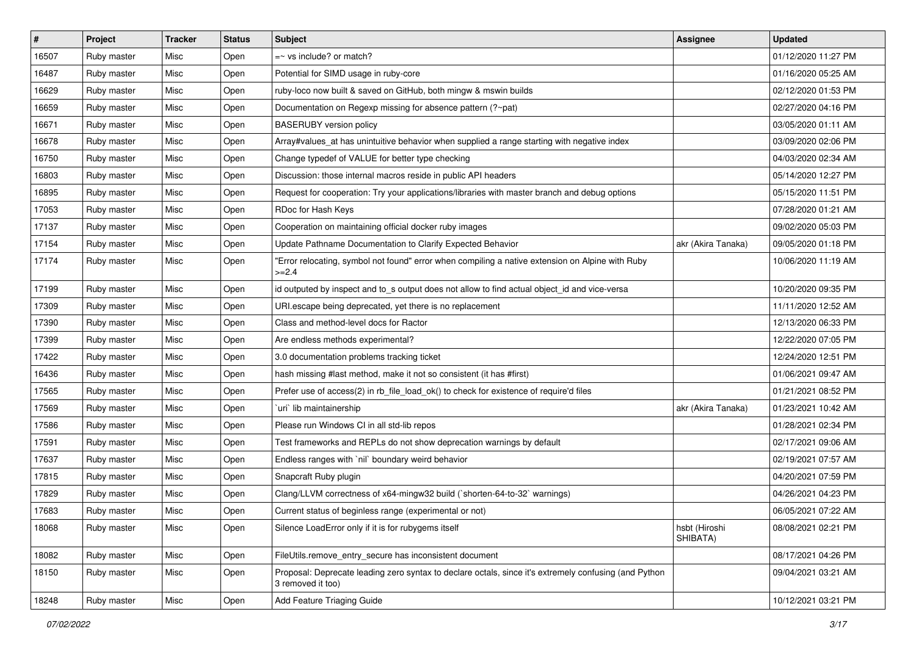| # | Project | Tracker | Status | Subject | Assignee | Updated |
|---|---|---|---|---|---|---|
| 16507 | Ruby master | Misc | Open | =~ vs include? or match? | | 01/12/2020 11:27 PM |
| 16487 | Ruby master | Misc | Open | Potential for SIMD usage in ruby-core | | 01/16/2020 05:25 AM |
| 16629 | Ruby master | Misc | Open | ruby-loco now built & saved on GitHub, both mingw & mswin builds | | 02/12/2020 01:53 PM |
| 16659 | Ruby master | Misc | Open | Documentation on Regexp missing for absence pattern (?~pat) | | 02/27/2020 04:16 PM |
| 16671 | Ruby master | Misc | Open | BASERUBY version policy | | 03/05/2020 01:11 AM |
| 16678 | Ruby master | Misc | Open | Array#values_at has unintuitive behavior when supplied a range starting with negative index | | 03/09/2020 02:06 PM |
| 16750 | Ruby master | Misc | Open | Change typedef of VALUE for better type checking | | 04/03/2020 02:34 AM |
| 16803 | Ruby master | Misc | Open | Discussion: those internal macros reside in public API headers | | 05/14/2020 12:27 PM |
| 16895 | Ruby master | Misc | Open | Request for cooperation: Try your applications/libraries with master branch and debug options | | 05/15/2020 11:51 PM |
| 17053 | Ruby master | Misc | Open | RDoc for Hash Keys | | 07/28/2020 01:21 AM |
| 17137 | Ruby master | Misc | Open | Cooperation on maintaining official docker ruby images | | 09/02/2020 05:03 PM |
| 17154 | Ruby master | Misc | Open | Update Pathname Documentation to Clarify Expected Behavior | akr (Akira Tanaka) | 09/05/2020 01:18 PM |
| 17174 | Ruby master | Misc | Open | "Error relocating, symbol not found" error when compiling a native extension on Alpine with Ruby >=2.4 | | 10/06/2020 11:19 AM |
| 17199 | Ruby master | Misc | Open | id outputed by inspect and to_s output does not allow to find actual object_id and vice-versa | | 10/20/2020 09:35 PM |
| 17309 | Ruby master | Misc | Open | URI.escape being deprecated, yet there is no replacement | | 11/11/2020 12:52 AM |
| 17390 | Ruby master | Misc | Open | Class and method-level docs for Ractor | | 12/13/2020 06:33 PM |
| 17399 | Ruby master | Misc | Open | Are endless methods experimental? | | 12/22/2020 07:05 PM |
| 17422 | Ruby master | Misc | Open | 3.0 documentation problems tracking ticket | | 12/24/2020 12:51 PM |
| 16436 | Ruby master | Misc | Open | hash missing #last method, make it not so consistent (it has #first) | | 01/06/2021 09:47 AM |
| 17565 | Ruby master | Misc | Open | Prefer use of access(2) in rb_file_load_ok() to check for existence of require'd files | | 01/21/2021 08:52 PM |
| 17569 | Ruby master | Misc | Open | `uri` lib maintainership | akr (Akira Tanaka) | 01/23/2021 10:42 AM |
| 17586 | Ruby master | Misc | Open | Please run Windows CI in all std-lib repos | | 01/28/2021 02:34 PM |
| 17591 | Ruby master | Misc | Open | Test frameworks and REPLs do not show deprecation warnings by default | | 02/17/2021 09:06 AM |
| 17637 | Ruby master | Misc | Open | Endless ranges with `nil` boundary weird behavior | | 02/19/2021 07:57 AM |
| 17815 | Ruby master | Misc | Open | Snapcraft Ruby plugin | | 04/20/2021 07:59 PM |
| 17829 | Ruby master | Misc | Open | Clang/LLVM correctness of x64-mingw32 build (`shorten-64-to-32` warnings) | | 04/26/2021 04:23 PM |
| 17683 | Ruby master | Misc | Open | Current status of beginless range (experimental or not) | | 06/05/2021 07:22 AM |
| 18068 | Ruby master | Misc | Open | Silence LoadError only if it is for rubygems itself | hsbt (Hiroshi SHIBATA) | 08/08/2021 02:21 PM |
| 18082 | Ruby master | Misc | Open | FileUtils.remove_entry_secure has inconsistent document | | 08/17/2021 04:26 PM |
| 18150 | Ruby master | Misc | Open | Proposal: Deprecate leading zero syntax to declare octals, since it's extremely confusing (and Python 3 removed it too) | | 09/04/2021 03:21 AM |
| 18248 | Ruby master | Misc | Open | Add Feature Triaging Guide | | 10/12/2021 03:21 PM |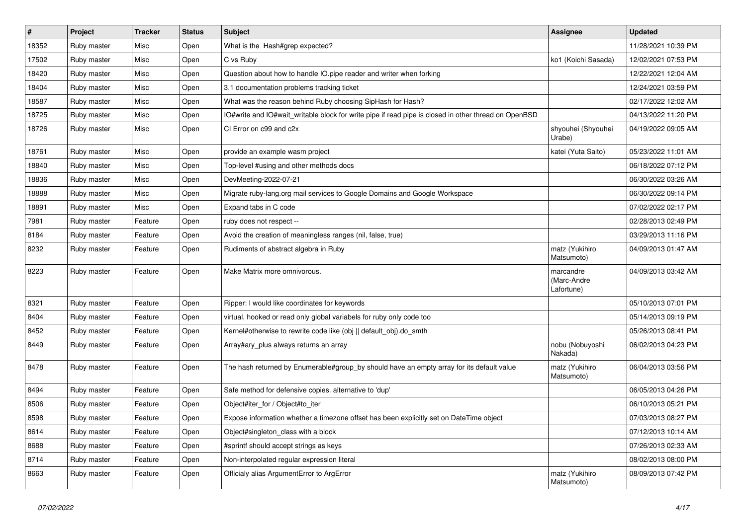| # | Project | Tracker | Status | Subject | Assignee | Updated |
|---|---|---|---|---|---|---|
| 18352 | Ruby master | Misc | Open | What is the  Hash#grep expected? | | 11/28/2021 10:39 PM |
| 17502 | Ruby master | Misc | Open | C vs Ruby | ko1 (Koichi Sasada) | 12/02/2021 07:53 PM |
| 18420 | Ruby master | Misc | Open | Question about how to handle IO.pipe reader and writer when forking | | 12/22/2021 12:04 AM |
| 18404 | Ruby master | Misc | Open | 3.1 documentation problems tracking ticket | | 12/24/2021 03:59 PM |
| 18587 | Ruby master | Misc | Open | What was the reason behind Ruby choosing SipHash for Hash? | | 02/17/2022 12:02 AM |
| 18725 | Ruby master | Misc | Open | IO#write and IO#wait_writable block for write pipe if read pipe is closed in other thread on OpenBSD | | 04/13/2022 11:20 PM |
| 18726 | Ruby master | Misc | Open | CI Error on c99 and c2x | shyouhei (Shyouhei Urabe) | 04/19/2022 09:05 AM |
| 18761 | Ruby master | Misc | Open | provide an example wasm project | katei (Yuta Saito) | 05/23/2022 11:01 AM |
| 18840 | Ruby master | Misc | Open | Top-level #using and other methods docs | | 06/18/2022 07:12 PM |
| 18836 | Ruby master | Misc | Open | DevMeeting-2022-07-21 | | 06/30/2022 03:26 AM |
| 18888 | Ruby master | Misc | Open | Migrate ruby-lang.org mail services to Google Domains and Google Workspace | | 06/30/2022 09:14 PM |
| 18891 | Ruby master | Misc | Open | Expand tabs in C code | | 07/02/2022 02:17 PM |
| 7981 | Ruby master | Feature | Open | ruby does not respect -- | | 02/28/2013 02:49 PM |
| 8184 | Ruby master | Feature | Open | Avoid the creation of meaningless ranges (nil, false, true) | | 03/29/2013 11:16 PM |
| 8232 | Ruby master | Feature | Open | Rudiments of abstract algebra in Ruby | matz (Yukihiro Matsumoto) | 04/09/2013 01:47 AM |
| 8223 | Ruby master | Feature | Open | Make Matrix more omnivorous. | marcandre (Marc-Andre Lafortune) | 04/09/2013 03:42 AM |
| 8321 | Ruby master | Feature | Open | Ripper: I would like coordinates for keywords | | 05/10/2013 07:01 PM |
| 8404 | Ruby master | Feature | Open | virtual, hooked or read only global variabels for ruby only code too | | 05/14/2013 09:19 PM |
| 8452 | Ruby master | Feature | Open | Kernel#otherwise to rewrite code like (obj \|\| default_obj).do_smth | | 05/26/2013 08:41 PM |
| 8449 | Ruby master | Feature | Open | Array#ary_plus always returns an array | nobu (Nobuyoshi Nakada) | 06/02/2013 04:23 PM |
| 8478 | Ruby master | Feature | Open | The hash returned by Enumerable#group_by should have an empty array for its default value | matz (Yukihiro Matsumoto) | 06/04/2013 03:56 PM |
| 8494 | Ruby master | Feature | Open | Safe method for defensive copies. alternative to 'dup' | | 06/05/2013 04:26 PM |
| 8506 | Ruby master | Feature | Open | Object#iter_for / Object#to_iter | | 06/10/2013 05:21 PM |
| 8598 | Ruby master | Feature | Open | Expose information whether a timezone offset has been explicitly set on DateTime object | | 07/03/2013 08:27 PM |
| 8614 | Ruby master | Feature | Open | Object#singleton_class with a block | | 07/12/2013 10:14 AM |
| 8688 | Ruby master | Feature | Open | #sprintf should accept strings as keys | | 07/26/2013 02:33 AM |
| 8714 | Ruby master | Feature | Open | Non-interpolated regular expression literal | | 08/02/2013 08:00 PM |
| 8663 | Ruby master | Feature | Open | Officialy alias ArgumentError to ArgError | matz (Yukihiro Matsumoto) | 08/09/2013 07:42 PM |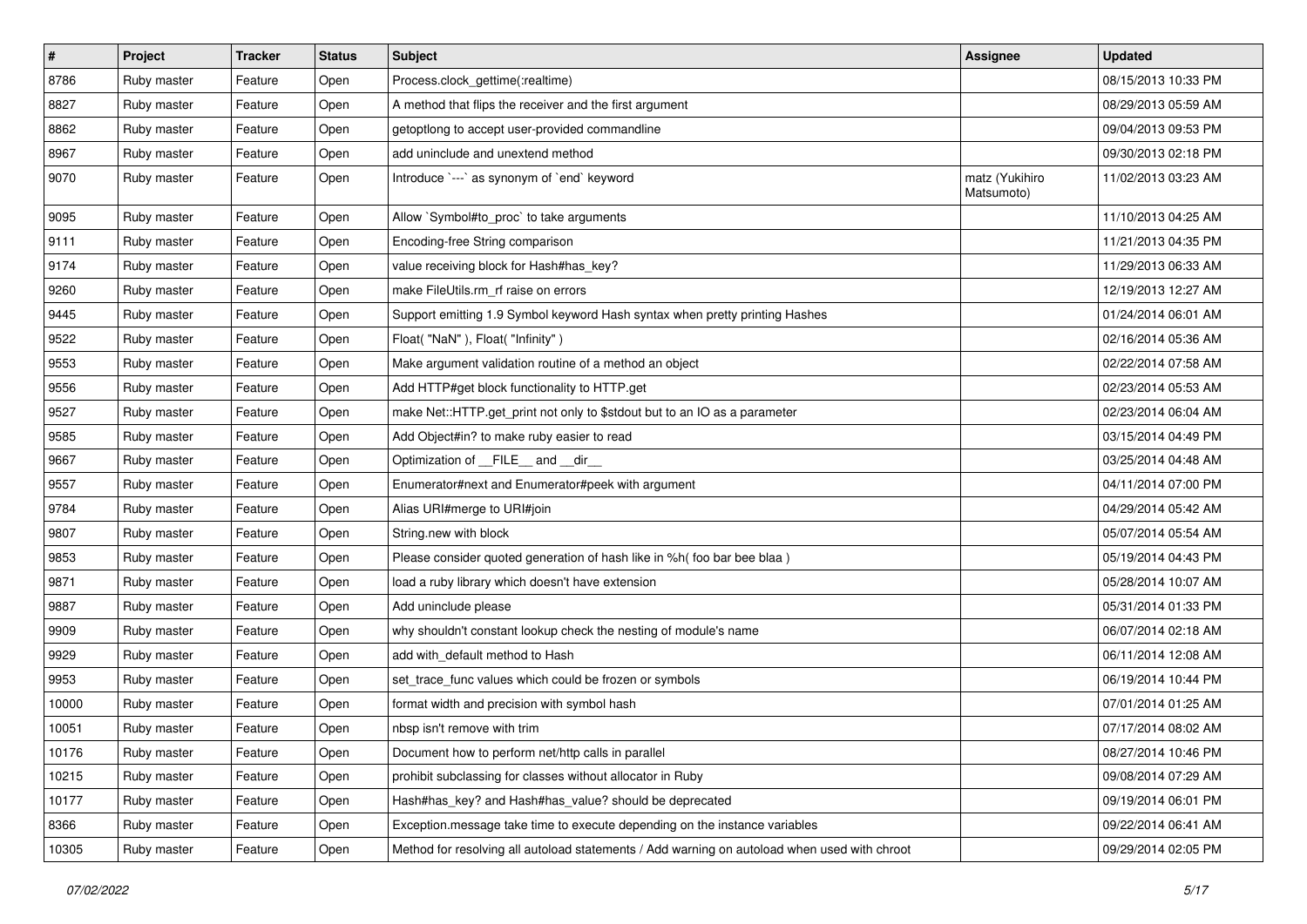| # | Project | Tracker | Status | Subject | Assignee | Updated |
|---|---|---|---|---|---|---|
| 8786 | Ruby master | Feature | Open | Process.clock_gettime(:realtime) | | 08/15/2013 10:33 PM |
| 8827 | Ruby master | Feature | Open | A method that flips the receiver and the first argument | | 08/29/2013 05:59 AM |
| 8862 | Ruby master | Feature | Open | getoptlong to accept user-provided commandline | | 09/04/2013 09:53 PM |
| 8967 | Ruby master | Feature | Open | add uninclude and unextend method | | 09/30/2013 02:18 PM |
| 9070 | Ruby master | Feature | Open | Introduce `---` as synonym of `end` keyword | matz (Yukihiro Matsumoto) | 11/02/2013 03:23 AM |
| 9095 | Ruby master | Feature | Open | Allow `Symbol#to_proc` to take arguments | | 11/10/2013 04:25 AM |
| 9111 | Ruby master | Feature | Open | Encoding-free String comparison | | 11/21/2013 04:35 PM |
| 9174 | Ruby master | Feature | Open | value receiving block for Hash#has_key? | | 11/29/2013 06:33 AM |
| 9260 | Ruby master | Feature | Open | make FileUtils.rm_rf raise on errors | | 12/19/2013 12:27 AM |
| 9445 | Ruby master | Feature | Open | Support emitting 1.9 Symbol keyword Hash syntax when pretty printing Hashes | | 01/24/2014 06:01 AM |
| 9522 | Ruby master | Feature | Open | Float( "NaN" ), Float( "Infinity" ) | | 02/16/2014 05:36 AM |
| 9553 | Ruby master | Feature | Open | Make argument validation routine of a method an object | | 02/22/2014 07:58 AM |
| 9556 | Ruby master | Feature | Open | Add HTTP#get block functionality to HTTP.get | | 02/23/2014 05:53 AM |
| 9527 | Ruby master | Feature | Open | make Net::HTTP.get_print not only to $stdout but to an IO as a parameter | | 02/23/2014 06:04 AM |
| 9585 | Ruby master | Feature | Open | Add Object#in? to make ruby easier to read | | 03/15/2014 04:49 PM |
| 9667 | Ruby master | Feature | Open | Optimization of __FILE__ and __dir__ | | 03/25/2014 04:48 AM |
| 9557 | Ruby master | Feature | Open | Enumerator#next and Enumerator#peek with argument | | 04/11/2014 07:00 PM |
| 9784 | Ruby master | Feature | Open | Alias URI#merge to URI#join | | 04/29/2014 05:42 AM |
| 9807 | Ruby master | Feature | Open | String.new with block | | 05/07/2014 05:54 AM |
| 9853 | Ruby master | Feature | Open | Please consider quoted generation of hash like in %h( foo bar bee blaa ) | | 05/19/2014 04:43 PM |
| 9871 | Ruby master | Feature | Open | load a ruby library which doesn't have extension | | 05/28/2014 10:07 AM |
| 9887 | Ruby master | Feature | Open | Add uninclude please | | 05/31/2014 01:33 PM |
| 9909 | Ruby master | Feature | Open | why shouldn't constant lookup check the nesting of module's name | | 06/07/2014 02:18 AM |
| 9929 | Ruby master | Feature | Open | add with_default method to Hash | | 06/11/2014 12:08 AM |
| 9953 | Ruby master | Feature | Open | set_trace_func values which could be frozen or symbols | | 06/19/2014 10:44 PM |
| 10000 | Ruby master | Feature | Open | format width and precision with symbol hash | | 07/01/2014 01:25 AM |
| 10051 | Ruby master | Feature | Open | nbsp isn't remove with trim | | 07/17/2014 08:02 AM |
| 10176 | Ruby master | Feature | Open | Document how to perform net/http calls in parallel | | 08/27/2014 10:46 PM |
| 10215 | Ruby master | Feature | Open | prohibit subclassing for classes without allocator in Ruby | | 09/08/2014 07:29 AM |
| 10177 | Ruby master | Feature | Open | Hash#has_key? and Hash#has_value? should be deprecated | | 09/19/2014 06:01 PM |
| 8366 | Ruby master | Feature | Open | Exception.message take time to execute depending on the instance variables | | 09/22/2014 06:41 AM |
| 10305 | Ruby master | Feature | Open | Method for resolving all autoload statements / Add warning on autoload when used with chroot | | 09/29/2014 02:05 PM |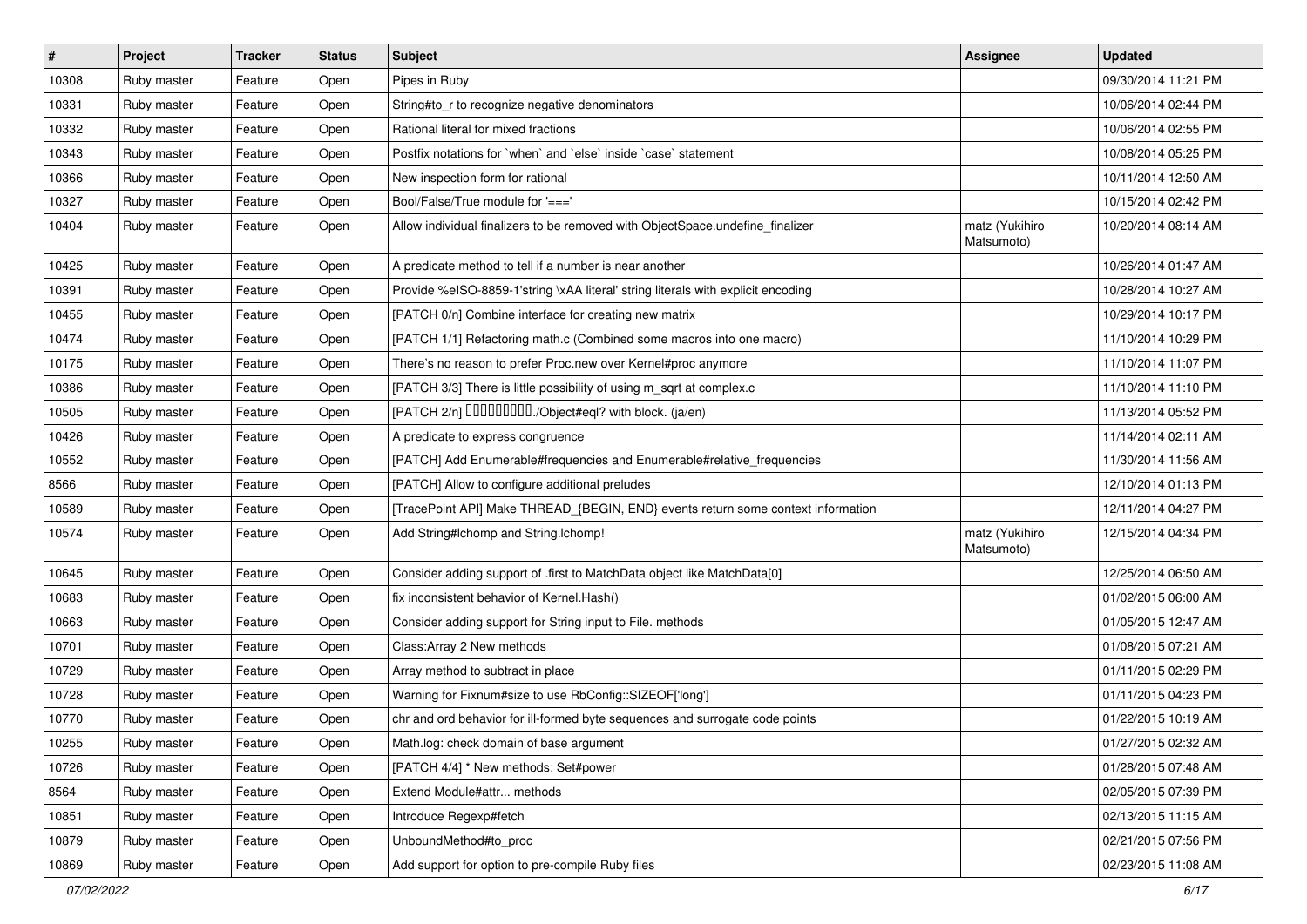| # | Project | Tracker | Status | Subject | Assignee | Updated |
|---|---|---|---|---|---|---|
| 10308 | Ruby master | Feature | Open | Pipes in Ruby | | 09/30/2014 11:21 PM |
| 10331 | Ruby master | Feature | Open | String#to_r to recognize negative denominators | | 10/06/2014 02:44 PM |
| 10332 | Ruby master | Feature | Open | Rational literal for mixed fractions | | 10/06/2014 02:55 PM |
| 10343 | Ruby master | Feature | Open | Postfix notations for `when` and `else` inside `case` statement | | 10/08/2014 05:25 PM |
| 10366 | Ruby master | Feature | Open | New inspection form for rational | | 10/11/2014 12:50 AM |
| 10327 | Ruby master | Feature | Open | Bool/False/True module for '===' | | 10/15/2014 02:42 PM |
| 10404 | Ruby master | Feature | Open | Allow individual finalizers to be removed with ObjectSpace.undefine_finalizer | matz (Yukihiro Matsumoto) | 10/20/2014 08:14 AM |
| 10425 | Ruby master | Feature | Open | A predicate method to tell if a number is near another | | 10/26/2014 01:47 AM |
| 10391 | Ruby master | Feature | Open | Provide %eISO-8859-1'string \xAA literal' string literals with explicit encoding | | 10/28/2014 10:27 AM |
| 10455 | Ruby master | Feature | Open | [PATCH 0/n] Combine interface for creating new matrix | | 10/29/2014 10:17 PM |
| 10474 | Ruby master | Feature | Open | [PATCH 1/1] Refactoring math.c (Combined some macros into one macro) | | 11/10/2014 10:29 PM |
| 10175 | Ruby master | Feature | Open | There’s no reason to prefer Proc.new over Kernel#proc anymore | | 11/10/2014 11:07 PM |
| 10386 | Ruby master | Feature | Open | [PATCH 3/3] There is little possibility of using m_sqrt at complex.c | | 11/10/2014 11:10 PM |
| 10505 | Ruby master | Feature | Open | [PATCH 2/n] □□□□□□□□□./Object#eql? with block. (ja/en) | | 11/13/2014 05:52 PM |
| 10426 | Ruby master | Feature | Open | A predicate to express congruence | | 11/14/2014 02:11 AM |
| 10552 | Ruby master | Feature | Open | [PATCH] Add Enumerable#frequencies and Enumerable#relative_frequencies | | 11/30/2014 11:56 AM |
| 8566 | Ruby master | Feature | Open | [PATCH] Allow to configure additional preludes | | 12/10/2014 01:13 PM |
| 10589 | Ruby master | Feature | Open | [TracePoint API] Make THREAD_{BEGIN, END} events return some context information | | 12/11/2014 04:27 PM |
| 10574 | Ruby master | Feature | Open | Add String#lchomp and String.lchomp! | matz (Yukihiro Matsumoto) | 12/15/2014 04:34 PM |
| 10645 | Ruby master | Feature | Open | Consider adding support of .first to MatchData object like MatchData[0] | | 12/25/2014 06:50 AM |
| 10683 | Ruby master | Feature | Open | fix inconsistent behavior of Kernel.Hash() | | 01/02/2015 06:00 AM |
| 10663 | Ruby master | Feature | Open | Consider adding support for String input to File. methods | | 01/05/2015 12:47 AM |
| 10701 | Ruby master | Feature | Open | Class:Array 2 New methods | | 01/08/2015 07:21 AM |
| 10729 | Ruby master | Feature | Open | Array method to subtract in place | | 01/11/2015 02:29 PM |
| 10728 | Ruby master | Feature | Open | Warning for Fixnum#size to use RbConfig::SIZEOF['long'] | | 01/11/2015 04:23 PM |
| 10770 | Ruby master | Feature | Open | chr and ord behavior for ill-formed byte sequences and surrogate code points | | 01/22/2015 10:19 AM |
| 10255 | Ruby master | Feature | Open | Math.log: check domain of base argument | | 01/27/2015 02:32 AM |
| 10726 | Ruby master | Feature | Open | [PATCH 4/4] * New methods: Set#power | | 01/28/2015 07:48 AM |
| 8564 | Ruby master | Feature | Open | Extend Module#attr... methods | | 02/05/2015 07:39 PM |
| 10851 | Ruby master | Feature | Open | Introduce Regexp#fetch | | 02/13/2015 11:15 AM |
| 10879 | Ruby master | Feature | Open | UnboundMethod#to_proc | | 02/21/2015 07:56 PM |
| 10869 | Ruby master | Feature | Open | Add support for option to pre-compile Ruby files | | 02/23/2015 11:08 AM |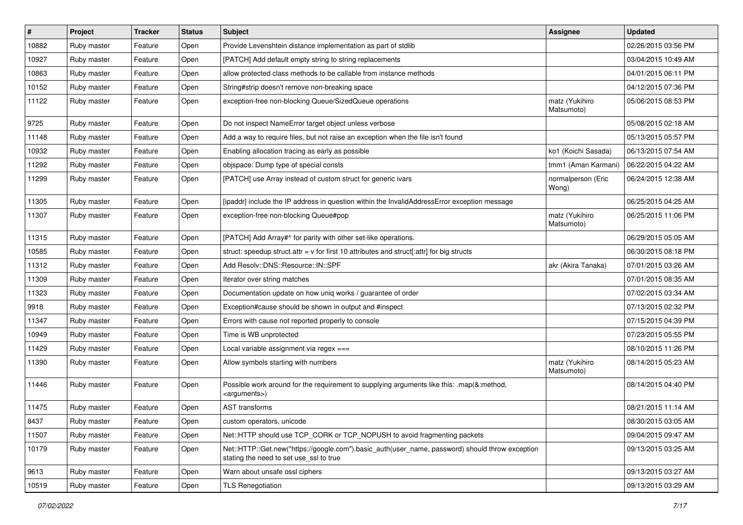| # | Project | Tracker | Status | Subject | Assignee | Updated |
|---|---|---|---|---|---|---|
| 10882 | Ruby master | Feature | Open | Provide Levenshtein distance implementation as part of stdlib | | 02/26/2015 03:56 PM |
| 10927 | Ruby master | Feature | Open | [PATCH] Add default empty string to string replacements | | 03/04/2015 10:49 AM |
| 10863 | Ruby master | Feature | Open | allow protected class methods to be callable from instance methods | | 04/01/2015 06:11 PM |
| 10152 | Ruby master | Feature | Open | String#strip doesn't remove non-breaking space | | 04/12/2015 07:36 PM |
| 11122 | Ruby master | Feature | Open | exception-free non-blocking Queue/SizedQueue operations | matz (Yukihiro Matsumoto) | 05/06/2015 08:53 PM |
| 9725 | Ruby master | Feature | Open | Do not inspect NameError target object unless verbose | | 05/08/2015 02:18 AM |
| 11148 | Ruby master | Feature | Open | Add a way to require files, but not raise an exception when the file isn't found | | 05/13/2015 05:57 PM |
| 10932 | Ruby master | Feature | Open | Enabling allocation tracing as early as possible | ko1 (Koichi Sasada) | 06/13/2015 07:54 AM |
| 11292 | Ruby master | Feature | Open | objspace: Dump type of special consts | tmm1 (Aman Karmani) | 06/22/2015 04:22 AM |
| 11299 | Ruby master | Feature | Open | [PATCH] use Array instead of custom struct for generic ivars | normalperson (Eric Wong) | 06/24/2015 12:38 AM |
| 11305 | Ruby master | Feature | Open | [ipaddr] include the IP address in question within the InvalidAddressError exception message | | 06/25/2015 04:25 AM |
| 11307 | Ruby master | Feature | Open | exception-free non-blocking Queue#pop | matz (Yukihiro Matsumoto) | 06/25/2015 11:06 PM |
| 11315 | Ruby master | Feature | Open | [PATCH] Add Array#^ for parity with other set-like operations. | | 06/29/2015 05:05 AM |
| 10585 | Ruby master | Feature | Open | struct: speedup struct.attr = v for first 10 attributes and struct[:attr] for big structs | | 06/30/2015 08:18 PM |
| 11312 | Ruby master | Feature | Open | Add Resolv::DNS::Resource::IN::SPF | akr (Akira Tanaka) | 07/01/2015 03:26 AM |
| 11309 | Ruby master | Feature | Open | Iterator over string matches | | 07/01/2015 08:35 AM |
| 11323 | Ruby master | Feature | Open | Documentation update on how uniq works / guarantee of order | | 07/02/2015 03:34 AM |
| 9918 | Ruby master | Feature | Open | Exception#cause should be shown in output and #inspect | | 07/13/2015 02:32 PM |
| 11347 | Ruby master | Feature | Open | Errors with cause not reported properly to console | | 07/15/2015 04:39 PM |
| 10949 | Ruby master | Feature | Open | Time is WB unprotected | | 07/23/2015 05:55 PM |
| 11429 | Ruby master | Feature | Open | Local variable assignment via regex === | | 08/10/2015 11:26 PM |
| 11390 | Ruby master | Feature | Open | Allow symbols starting with numbers | matz (Yukihiro Matsumoto) | 08/14/2015 05:23 AM |
| 11446 | Ruby master | Feature | Open | Possible work around for the requirement to supplying arguments like this: .map(&:method, <arguments>) | | 08/14/2015 04:40 PM |
| 11475 | Ruby master | Feature | Open | AST transforms | | 08/21/2015 11:14 AM |
| 8437 | Ruby master | Feature | Open | custom operators, unicode | | 08/30/2015 03:05 AM |
| 11507 | Ruby master | Feature | Open | Net::HTTP should use TCP_CORK or TCP_NOPUSH to avoid fragmenting packets | | 09/04/2015 09:47 AM |
| 10179 | Ruby master | Feature | Open | Net::HTTP::Get.new("https://google.com").basic_auth(user_name, password) should throw exception stating the need to set use_ssl to true | | 09/13/2015 03:25 AM |
| 9613 | Ruby master | Feature | Open | Warn about unsafe ossl ciphers | | 09/13/2015 03:27 AM |
| 10519 | Ruby master | Feature | Open | TLS Renegotiation | | 09/13/2015 03:29 AM |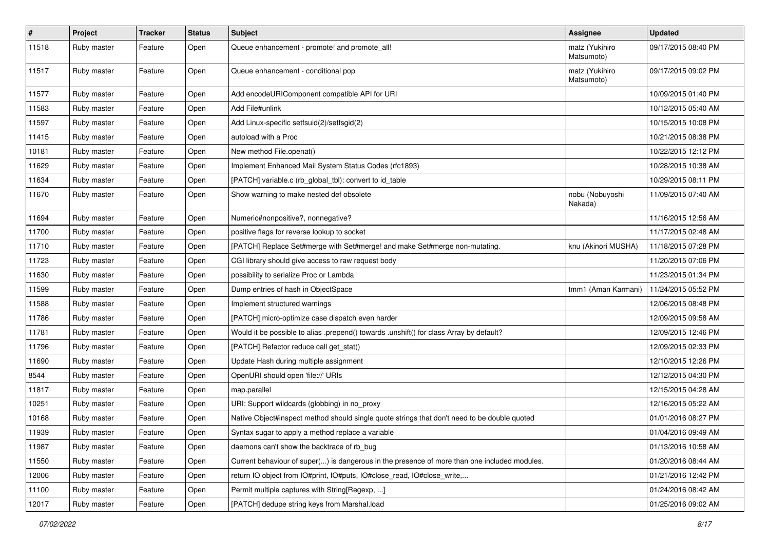| # | Project | Tracker | Status | Subject | Assignee | Updated |
|---|---|---|---|---|---|---|
| 11518 | Ruby master | Feature | Open | Queue enhancement - promote! and promote_all! | matz (Yukihiro Matsumoto) | 09/17/2015 08:40 PM |
| 11517 | Ruby master | Feature | Open | Queue enhancement - conditional pop | matz (Yukihiro Matsumoto) | 09/17/2015 09:02 PM |
| 11577 | Ruby master | Feature | Open | Add encodeURIComponent compatible API for URI | | 10/09/2015 01:40 PM |
| 11583 | Ruby master | Feature | Open | Add File#unlink | | 10/12/2015 05:40 AM |
| 11597 | Ruby master | Feature | Open | Add Linux-specific setfsuid(2)/setfsgid(2) | | 10/15/2015 10:08 PM |
| 11415 | Ruby master | Feature | Open | autoload with a Proc | | 10/21/2015 08:38 PM |
| 10181 | Ruby master | Feature | Open | New method File.openat() | | 10/22/2015 12:12 PM |
| 11629 | Ruby master | Feature | Open | Implement Enhanced Mail System Status Codes (rfc1893) | | 10/28/2015 10:38 AM |
| 11634 | Ruby master | Feature | Open | [PATCH] variable.c (rb_global_tbl): convert to id_table | | 10/29/2015 08:11 PM |
| 11670 | Ruby master | Feature | Open | Show warning to make nested def obsolete | nobu (Nobuyoshi Nakada) | 11/09/2015 07:40 AM |
| 11694 | Ruby master | Feature | Open | Numeric#nonpositive?, nonnegative? | | 11/16/2015 12:56 AM |
| 11700 | Ruby master | Feature | Open | positive flags for reverse lookup to socket | | 11/17/2015 02:48 AM |
| 11710 | Ruby master | Feature | Open | [PATCH] Replace Set#merge with Set#merge! and make Set#merge non-mutating. | knu (Akinori MUSHA) | 11/18/2015 07:28 PM |
| 11723 | Ruby master | Feature | Open | CGI library should give access to raw request body | | 11/20/2015 07:06 PM |
| 11630 | Ruby master | Feature | Open | possibility to serialize Proc or Lambda | | 11/23/2015 01:34 PM |
| 11599 | Ruby master | Feature | Open | Dump entries of hash in ObjectSpace | tmm1 (Aman Karmani) | 11/24/2015 05:52 PM |
| 11588 | Ruby master | Feature | Open | Implement structured warnings | | 12/06/2015 08:48 PM |
| 11786 | Ruby master | Feature | Open | [PATCH] micro-optimize case dispatch even harder | | 12/09/2015 09:58 AM |
| 11781 | Ruby master | Feature | Open | Would it be possible to alias .prepend() towards .unshift() for class Array by default? | | 12/09/2015 12:46 PM |
| 11796 | Ruby master | Feature | Open | [PATCH] Refactor reduce call get_stat() | | 12/09/2015 02:33 PM |
| 11690 | Ruby master | Feature | Open | Update Hash during multiple assignment | | 12/10/2015 12:26 PM |
| 8544 | Ruby master | Feature | Open | OpenURI should open 'file://' URIs | | 12/12/2015 04:30 PM |
| 11817 | Ruby master | Feature | Open | map.parallel | | 12/15/2015 04:28 AM |
| 10251 | Ruby master | Feature | Open | URI: Support wildcards (globbing) in no_proxy | | 12/16/2015 05:22 AM |
| 10168 | Ruby master | Feature | Open | Native Object#inspect method should single quote strings that don't need to be double quoted | | 01/01/2016 08:27 PM |
| 11939 | Ruby master | Feature | Open | Syntax sugar to apply a method replace a variable | | 01/04/2016 09:49 AM |
| 11987 | Ruby master | Feature | Open | daemons can't show the backtrace of rb_bug | | 01/13/2016 10:58 AM |
| 11550 | Ruby master | Feature | Open | Current behaviour of super(...) is dangerous in the presence of more than one included modules. | | 01/20/2016 08:44 AM |
| 12006 | Ruby master | Feature | Open | return IO object from IO#print, IO#puts, IO#close_read, IO#close_write,... | | 01/21/2016 12:42 PM |
| 11100 | Ruby master | Feature | Open | Permit multiple captures with String[Regexp, ...] | | 01/24/2016 08:42 AM |
| 12017 | Ruby master | Feature | Open | [PATCH] dedupe string keys from Marshal.load | | 01/25/2016 09:02 AM |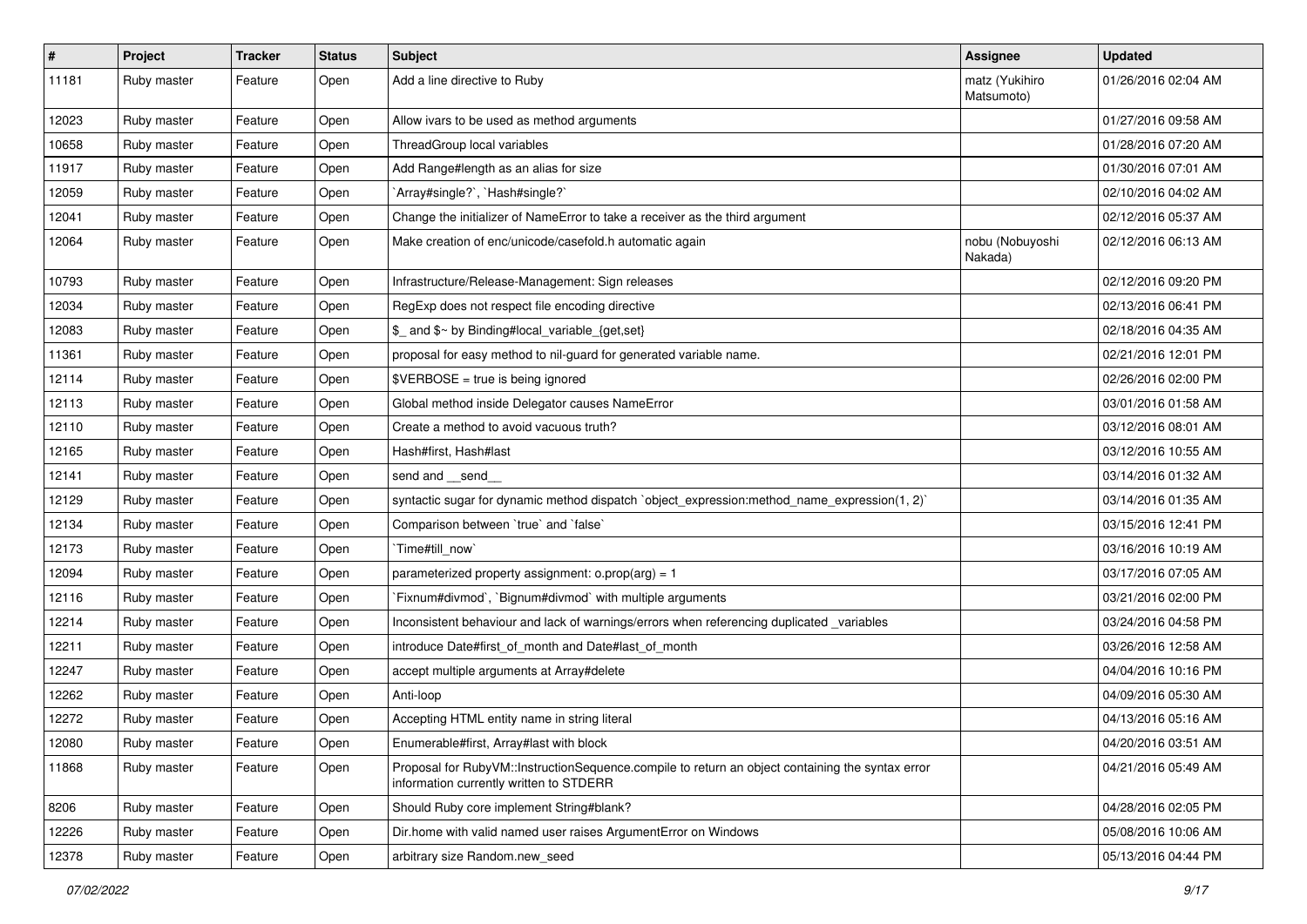| # | Project | Tracker | Status | Subject | Assignee | Updated |
|---|---|---|---|---|---|---|
| 11181 | Ruby master | Feature | Open | Add a line directive to Ruby | matz (Yukihiro Matsumoto) | 01/26/2016 02:04 AM |
| 12023 | Ruby master | Feature | Open | Allow ivars to be used as method arguments | | 01/27/2016 09:58 AM |
| 10658 | Ruby master | Feature | Open | ThreadGroup local variables | | 01/28/2016 07:20 AM |
| 11917 | Ruby master | Feature | Open | Add Range#length as an alias for size | | 01/30/2016 07:01 AM |
| 12059 | Ruby master | Feature | Open | `Array#single?`, `Hash#single?` | | 02/10/2016 04:02 AM |
| 12041 | Ruby master | Feature | Open | Change the initializer of NameError to take a receiver as the third argument | | 02/12/2016 05:37 AM |
| 12064 | Ruby master | Feature | Open | Make creation of enc/unicode/casefold.h automatic again | nobu (Nobuyoshi Nakada) | 02/12/2016 06:13 AM |
| 10793 | Ruby master | Feature | Open | Infrastructure/Release-Management: Sign releases | | 02/12/2016 09:20 PM |
| 12034 | Ruby master | Feature | Open | RegExp does not respect file encoding directive | | 02/13/2016 06:41 PM |
| 12083 | Ruby master | Feature | Open | $_ and $~ by Binding#local_variable_{get,set} | | 02/18/2016 04:35 AM |
| 11361 | Ruby master | Feature | Open | proposal for easy method to nil-guard for generated variable name. | | 02/21/2016 12:01 PM |
| 12114 | Ruby master | Feature | Open | $VERBOSE = true is being ignored | | 02/26/2016 02:00 PM |
| 12113 | Ruby master | Feature | Open | Global method inside Delegator causes NameError | | 03/01/2016 01:58 AM |
| 12110 | Ruby master | Feature | Open | Create a method to avoid vacuous truth? | | 03/12/2016 08:01 AM |
| 12165 | Ruby master | Feature | Open | Hash#first, Hash#last | | 03/12/2016 10:55 AM |
| 12141 | Ruby master | Feature | Open | send and __send__ | | 03/14/2016 01:32 AM |
| 12129 | Ruby master | Feature | Open | syntactic sugar for dynamic method dispatch `object_expression:method_name_expression(1, 2)` | | 03/14/2016 01:35 AM |
| 12134 | Ruby master | Feature | Open | Comparison between `true` and `false` | | 03/15/2016 12:41 PM |
| 12173 | Ruby master | Feature | Open | `Time#till_now` | | 03/16/2016 10:19 AM |
| 12094 | Ruby master | Feature | Open | parameterized property assignment: o.prop(arg) = 1 | | 03/17/2016 07:05 AM |
| 12116 | Ruby master | Feature | Open | `Fixnum#divmod`, `Bignum#divmod` with multiple arguments | | 03/21/2016 02:00 PM |
| 12214 | Ruby master | Feature | Open | Inconsistent behaviour and lack of warnings/errors when referencing duplicated _variables | | 03/24/2016 04:58 PM |
| 12211 | Ruby master | Feature | Open | introduce Date#first_of_month and Date#last_of_month | | 03/26/2016 12:58 AM |
| 12247 | Ruby master | Feature | Open | accept multiple arguments at Array#delete | | 04/04/2016 10:16 PM |
| 12262 | Ruby master | Feature | Open | Anti-loop | | 04/09/2016 05:30 AM |
| 12272 | Ruby master | Feature | Open | Accepting HTML entity name in string literal | | 04/13/2016 05:16 AM |
| 12080 | Ruby master | Feature | Open | Enumerable#first, Array#last with block | | 04/20/2016 03:51 AM |
| 11868 | Ruby master | Feature | Open | Proposal for RubyVM::InstructionSequence.compile to return an object containing the syntax error information currently written to STDERR | | 04/21/2016 05:49 AM |
| 8206 | Ruby master | Feature | Open | Should Ruby core implement String#blank? | | 04/28/2016 02:05 PM |
| 12226 | Ruby master | Feature | Open | Dir.home with valid named user raises ArgumentError on Windows | | 05/08/2016 10:06 AM |
| 12378 | Ruby master | Feature | Open | arbitrary size Random.new_seed | | 05/13/2016 04:44 PM |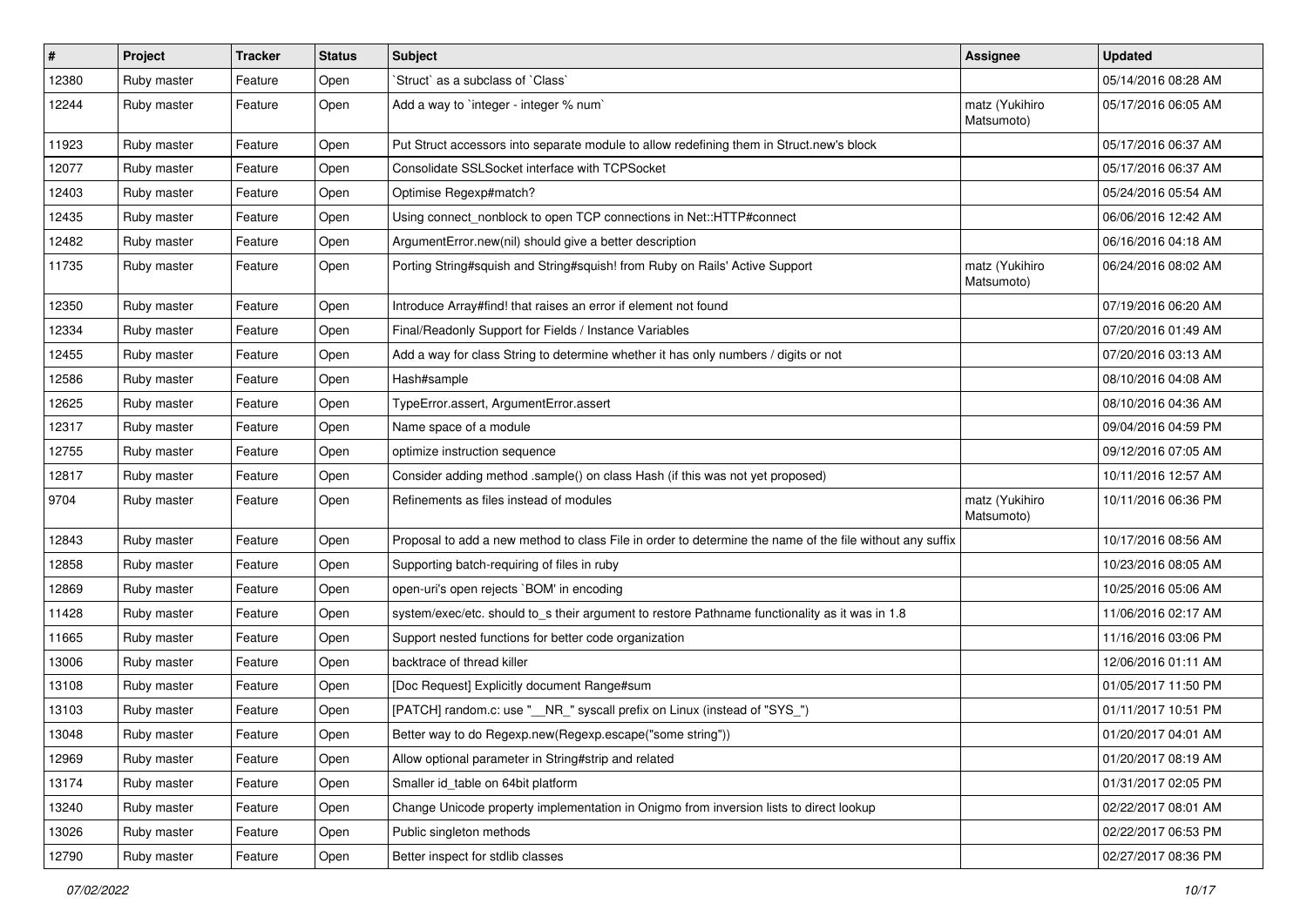| # | Project | Tracker | Status | Subject | Assignee | Updated |
|---|---|---|---|---|---|---|
| 12380 | Ruby master | Feature | Open | `Struct` as a subclass of `Class` | | 05/14/2016 08:28 AM |
| 12244 | Ruby master | Feature | Open | Add a way to `integer - integer % num` | matz (Yukihiro Matsumoto) | 05/17/2016 06:05 AM |
| 11923 | Ruby master | Feature | Open | Put Struct accessors into separate module to allow redefining them in Struct.new's block | | 05/17/2016 06:37 AM |
| 12077 | Ruby master | Feature | Open | Consolidate SSLSocket interface with TCPSocket | | 05/17/2016 06:37 AM |
| 12403 | Ruby master | Feature | Open | Optimise Regexp#match? | | 05/24/2016 05:54 AM |
| 12435 | Ruby master | Feature | Open | Using connect_nonblock to open TCP connections in Net::HTTP#connect | | 06/06/2016 12:42 AM |
| 12482 | Ruby master | Feature | Open | ArgumentError.new(nil) should give a better description | | 06/16/2016 04:18 AM |
| 11735 | Ruby master | Feature | Open | Porting String#squish and String#squish! from Ruby on Rails' Active Support | matz (Yukihiro Matsumoto) | 06/24/2016 08:02 AM |
| 12350 | Ruby master | Feature | Open | Introduce Array#find! that raises an error if element not found | | 07/19/2016 06:20 AM |
| 12334 | Ruby master | Feature | Open | Final/Readonly Support for Fields / Instance Variables | | 07/20/2016 01:49 AM |
| 12455 | Ruby master | Feature | Open | Add a way for class String to determine whether it has only numbers / digits or not | | 07/20/2016 03:13 AM |
| 12586 | Ruby master | Feature | Open | Hash#sample | | 08/10/2016 04:08 AM |
| 12625 | Ruby master | Feature | Open | TypeError.assert, ArgumentError.assert | | 08/10/2016 04:36 AM |
| 12317 | Ruby master | Feature | Open | Name space of a module | | 09/04/2016 04:59 PM |
| 12755 | Ruby master | Feature | Open | optimize instruction sequence | | 09/12/2016 07:05 AM |
| 12817 | Ruby master | Feature | Open | Consider adding method .sample() on class Hash (if this was not yet proposed) | | 10/11/2016 12:57 AM |
| 9704 | Ruby master | Feature | Open | Refinements as files instead of modules | matz (Yukihiro Matsumoto) | 10/11/2016 06:36 PM |
| 12843 | Ruby master | Feature | Open | Proposal to add a new method to class File in order to determine the name of the file without any suffix | | 10/17/2016 08:56 AM |
| 12858 | Ruby master | Feature | Open | Supporting batch-requiring of files in ruby | | 10/23/2016 08:05 AM |
| 12869 | Ruby master | Feature | Open | open-uri's open rejects `BOM' in encoding | | 10/25/2016 05:06 AM |
| 11428 | Ruby master | Feature | Open | system/exec/etc. should to_s their argument to restore Pathname functionality as it was in 1.8 | | 11/06/2016 02:17 AM |
| 11665 | Ruby master | Feature | Open | Support nested functions for better code organization | | 11/16/2016 03:06 PM |
| 13006 | Ruby master | Feature | Open | backtrace of thread killer | | 12/06/2016 01:11 AM |
| 13108 | Ruby master | Feature | Open | [Doc Request] Explicitly document Range#sum | | 01/05/2017 11:50 PM |
| 13103 | Ruby master | Feature | Open | [PATCH] random.c: use "__NR_" syscall prefix on Linux (instead of "SYS_") | | 01/11/2017 10:51 PM |
| 13048 | Ruby master | Feature | Open | Better way to do Regexp.new(Regexp.escape("some string")) | | 01/20/2017 04:01 AM |
| 12969 | Ruby master | Feature | Open | Allow optional parameter in String#strip and related | | 01/20/2017 08:19 AM |
| 13174 | Ruby master | Feature | Open | Smaller id_table on 64bit platform | | 01/31/2017 02:05 PM |
| 13240 | Ruby master | Feature | Open | Change Unicode property implementation in Onigmo from inversion lists to direct lookup | | 02/22/2017 08:01 AM |
| 13026 | Ruby master | Feature | Open | Public singleton methods | | 02/22/2017 06:53 PM |
| 12790 | Ruby master | Feature | Open | Better inspect for stdlib classes | | 02/27/2017 08:36 PM |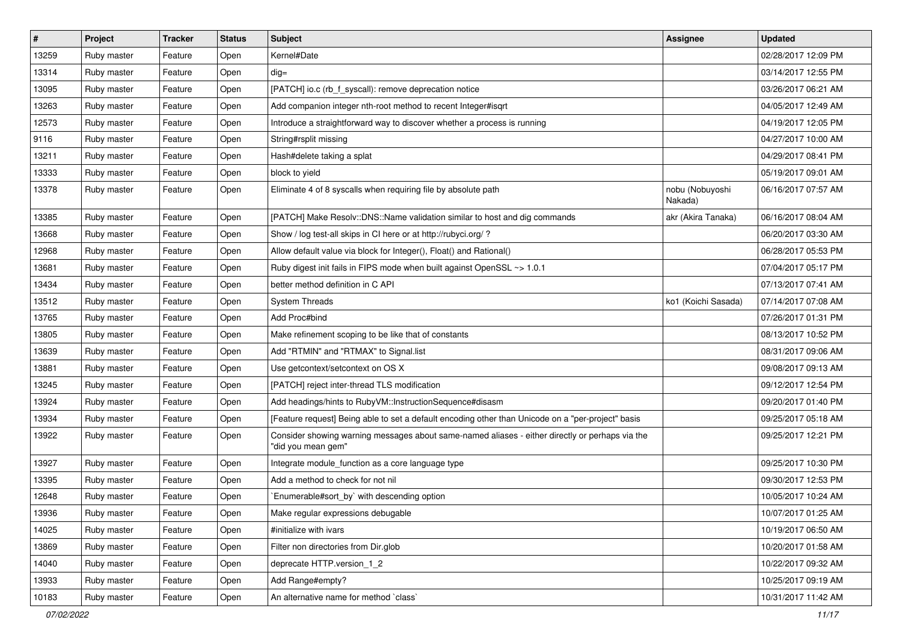| # | Project | Tracker | Status | Subject | Assignee | Updated |
|---|---|---|---|---|---|---|
| 13259 | Ruby master | Feature | Open | Kernel#Date | | 02/28/2017 12:09 PM |
| 13314 | Ruby master | Feature | Open | dig= | | 03/14/2017 12:55 PM |
| 13095 | Ruby master | Feature | Open | [PATCH] io.c (rb_f_syscall): remove deprecation notice | | 03/26/2017 06:21 AM |
| 13263 | Ruby master | Feature | Open | Add companion integer nth-root method to recent Integer#isqrt | | 04/05/2017 12:49 AM |
| 12573 | Ruby master | Feature | Open | Introduce a straightforward way to discover whether a process is running | | 04/19/2017 12:05 PM |
| 9116 | Ruby master | Feature | Open | String#rsplit missing | | 04/27/2017 10:00 AM |
| 13211 | Ruby master | Feature | Open | Hash#delete taking a splat | | 04/29/2017 08:41 PM |
| 13333 | Ruby master | Feature | Open | block to yield | | 05/19/2017 09:01 AM |
| 13378 | Ruby master | Feature | Open | Eliminate 4 of 8 syscalls when requiring file by absolute path | nobu (Nobuyoshi Nakada) | 06/16/2017 07:57 AM |
| 13385 | Ruby master | Feature | Open | [PATCH] Make Resolv::DNS::Name validation similar to host and dig commands | akr (Akira Tanaka) | 06/16/2017 08:04 AM |
| 13668 | Ruby master | Feature | Open | Show / log test-all skips in CI here or at http://rubyci.org/ ? | | 06/20/2017 03:30 AM |
| 12968 | Ruby master | Feature | Open | Allow default value via block for Integer(), Float() and Rational() | | 06/28/2017 05:53 PM |
| 13681 | Ruby master | Feature | Open | Ruby digest init fails in FIPS mode when built against OpenSSL ~> 1.0.1 | | 07/04/2017 05:17 PM |
| 13434 | Ruby master | Feature | Open | better method definition in C API | | 07/13/2017 07:41 AM |
| 13512 | Ruby master | Feature | Open | System Threads | ko1 (Koichi Sasada) | 07/14/2017 07:08 AM |
| 13765 | Ruby master | Feature | Open | Add Proc#bind | | 07/26/2017 01:31 PM |
| 13805 | Ruby master | Feature | Open | Make refinement scoping to be like that of constants | | 08/13/2017 10:52 PM |
| 13639 | Ruby master | Feature | Open | Add "RTMIN" and "RTMAX" to Signal.list | | 08/31/2017 09:06 AM |
| 13881 | Ruby master | Feature | Open | Use getcontext/setcontext on OS X | | 09/08/2017 09:13 AM |
| 13245 | Ruby master | Feature | Open | [PATCH] reject inter-thread TLS modification | | 09/12/2017 12:54 PM |
| 13924 | Ruby master | Feature | Open | Add headings/hints to RubyVM::InstructionSequence#disasm | | 09/20/2017 01:40 PM |
| 13934 | Ruby master | Feature | Open | [Feature request] Being able to set a default encoding other than Unicode on a "per-project" basis | | 09/25/2017 05:18 AM |
| 13922 | Ruby master | Feature | Open | Consider showing warning messages about same-named aliases - either directly or perhaps via the "did you mean gem" | | 09/25/2017 12:21 PM |
| 13927 | Ruby master | Feature | Open | Integrate module_function as a core language type | | 09/25/2017 10:30 PM |
| 13395 | Ruby master | Feature | Open | Add a method to check for not nil | | 09/30/2017 12:53 PM |
| 12648 | Ruby master | Feature | Open | `Enumerable#sort_by` with descending option | | 10/05/2017 10:24 AM |
| 13936 | Ruby master | Feature | Open | Make regular expressions debugable | | 10/07/2017 01:25 AM |
| 14025 | Ruby master | Feature | Open | #initialize with ivars | | 10/19/2017 06:50 AM |
| 13869 | Ruby master | Feature | Open | Filter non directories from Dir.glob | | 10/20/2017 01:58 AM |
| 14040 | Ruby master | Feature | Open | deprecate HTTP.version_1_2 | | 10/22/2017 09:32 AM |
| 13933 | Ruby master | Feature | Open | Add Range#empty? | | 10/25/2017 09:19 AM |
| 10183 | Ruby master | Feature | Open | An alternative name for method `class` | | 10/31/2017 11:42 AM |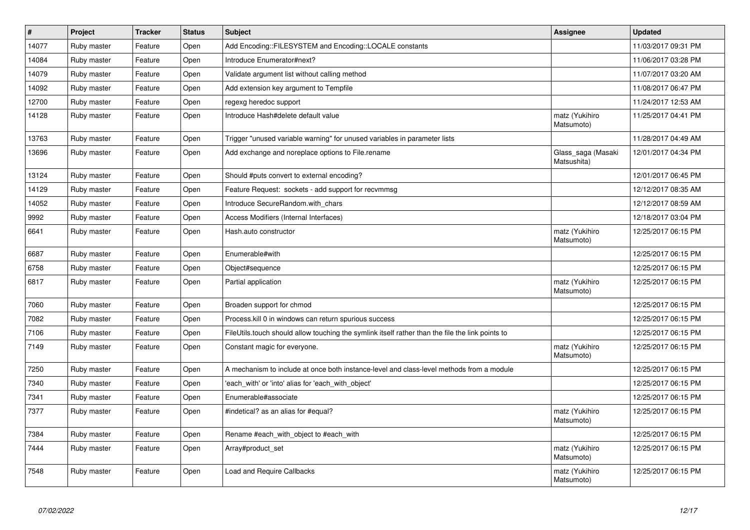| # | Project | Tracker | Status | Subject | Assignee | Updated |
|---|---|---|---|---|---|---|
| 14077 | Ruby master | Feature | Open | Add Encoding::FILESYSTEM and Encoding::LOCALE constants | | 11/03/2017 09:31 PM |
| 14084 | Ruby master | Feature | Open | Introduce Enumerator#next? | | 11/06/2017 03:28 PM |
| 14079 | Ruby master | Feature | Open | Validate argument list without calling method | | 11/07/2017 03:20 AM |
| 14092 | Ruby master | Feature | Open | Add extension key argument to Tempfile | | 11/08/2017 06:47 PM |
| 12700 | Ruby master | Feature | Open | regexg heredoc support | | 11/24/2017 12:53 AM |
| 14128 | Ruby master | Feature | Open | Introduce Hash#delete default value | matz (Yukihiro Matsumoto) | 11/25/2017 04:41 PM |
| 13763 | Ruby master | Feature | Open | Trigger "unused variable warning" for unused variables in parameter lists | | 11/28/2017 04:49 AM |
| 13696 | Ruby master | Feature | Open | Add exchange and noreplace options to File.rename | Glass_saga (Masaki Matsushita) | 12/01/2017 04:34 PM |
| 13124 | Ruby master | Feature | Open | Should #puts convert to external encoding? | | 12/01/2017 06:45 PM |
| 14129 | Ruby master | Feature | Open | Feature Request: sockets - add support for recvmmsg | | 12/12/2017 08:35 AM |
| 14052 | Ruby master | Feature | Open | Introduce SecureRandom.with_chars | | 12/12/2017 08:59 AM |
| 9992 | Ruby master | Feature | Open | Access Modifiers (Internal Interfaces) | | 12/18/2017 03:04 PM |
| 6641 | Ruby master | Feature | Open | Hash.auto constructor | matz (Yukihiro Matsumoto) | 12/25/2017 06:15 PM |
| 6687 | Ruby master | Feature | Open | Enumerable#with | | 12/25/2017 06:15 PM |
| 6758 | Ruby master | Feature | Open | Object#sequence | | 12/25/2017 06:15 PM |
| 6817 | Ruby master | Feature | Open | Partial application | matz (Yukihiro Matsumoto) | 12/25/2017 06:15 PM |
| 7060 | Ruby master | Feature | Open | Broaden support for chmod | | 12/25/2017 06:15 PM |
| 7082 | Ruby master | Feature | Open | Process.kill 0 in windows can return spurious success | | 12/25/2017 06:15 PM |
| 7106 | Ruby master | Feature | Open | FileUtils.touch should allow touching the symlink itself rather than the file the link points to | | 12/25/2017 06:15 PM |
| 7149 | Ruby master | Feature | Open | Constant magic for everyone. | matz (Yukihiro Matsumoto) | 12/25/2017 06:15 PM |
| 7250 | Ruby master | Feature | Open | A mechanism to include at once both instance-level and class-level methods from a module | | 12/25/2017 06:15 PM |
| 7340 | Ruby master | Feature | Open | 'each_with' or 'into' alias for 'each_with_object' | | 12/25/2017 06:15 PM |
| 7341 | Ruby master | Feature | Open | Enumerable#associate | | 12/25/2017 06:15 PM |
| 7377 | Ruby master | Feature | Open | #indetical? as an alias for #equal? | matz (Yukihiro Matsumoto) | 12/25/2017 06:15 PM |
| 7384 | Ruby master | Feature | Open | Rename #each_with_object to #each_with | | 12/25/2017 06:15 PM |
| 7444 | Ruby master | Feature | Open | Array#product_set | matz (Yukihiro Matsumoto) | 12/25/2017 06:15 PM |
| 7548 | Ruby master | Feature | Open | Load and Require Callbacks | matz (Yukihiro Matsumoto) | 12/25/2017 06:15 PM |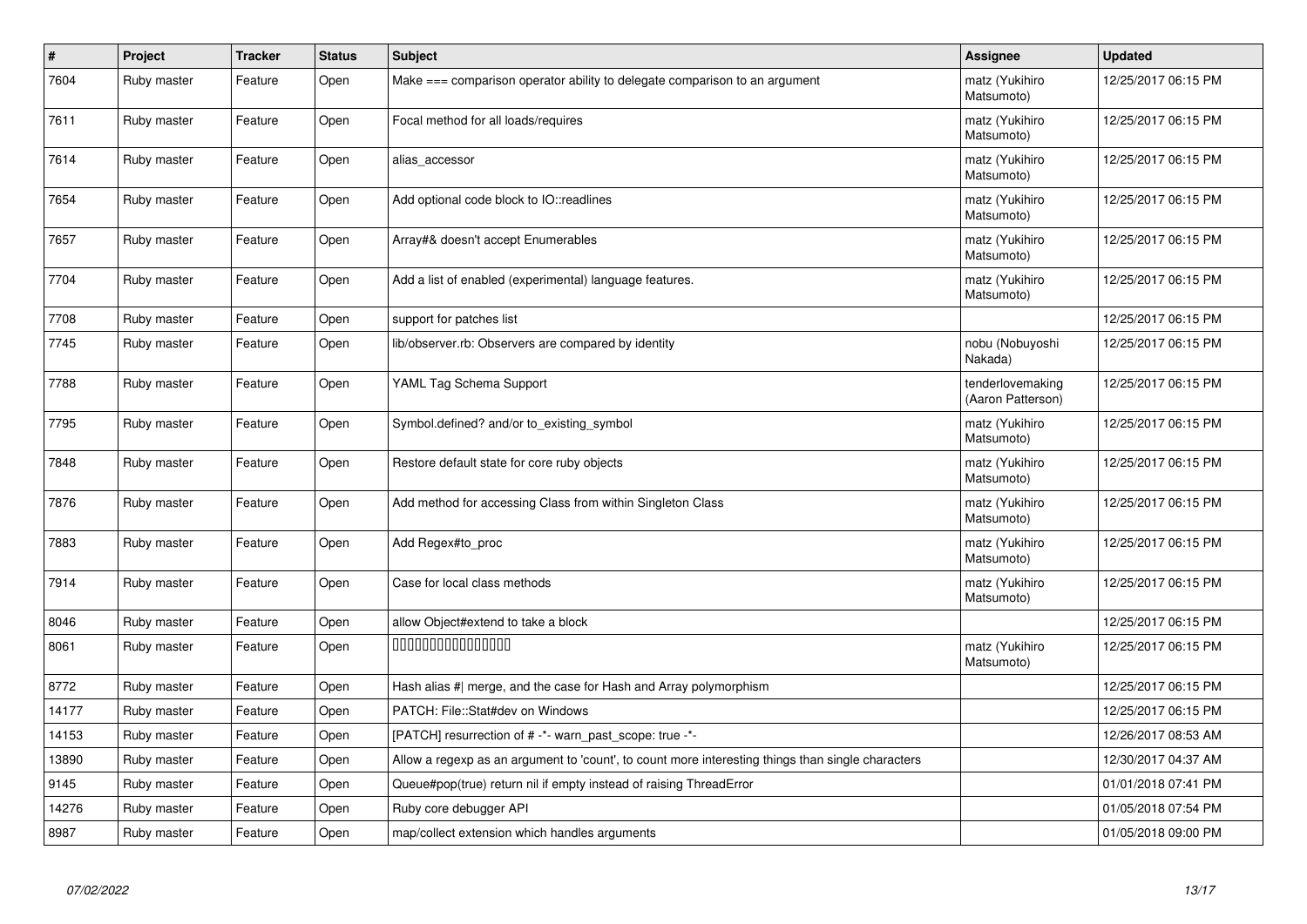| # | Project | Tracker | Status | Subject | Assignee | Updated |
|---|---|---|---|---|---|---|
| 7604 | Ruby master | Feature | Open | Make === comparison operator ability to delegate comparison to an argument | matz (Yukihiro Matsumoto) | 12/25/2017 06:15 PM |
| 7611 | Ruby master | Feature | Open | Focal method for all loads/requires | matz (Yukihiro Matsumoto) | 12/25/2017 06:15 PM |
| 7614 | Ruby master | Feature | Open | alias_accessor | matz (Yukihiro Matsumoto) | 12/25/2017 06:15 PM |
| 7654 | Ruby master | Feature | Open | Add optional code block to IO::readlines | matz (Yukihiro Matsumoto) | 12/25/2017 06:15 PM |
| 7657 | Ruby master | Feature | Open | Array#& doesn't accept Enumerables | matz (Yukihiro Matsumoto) | 12/25/2017 06:15 PM |
| 7704 | Ruby master | Feature | Open | Add a list of enabled (experimental) language features. | matz (Yukihiro Matsumoto) | 12/25/2017 06:15 PM |
| 7708 | Ruby master | Feature | Open | support for patches list | | 12/25/2017 06:15 PM |
| 7745 | Ruby master | Feature | Open | lib/observer.rb: Observers are compared by identity | nobu (Nobuyoshi Nakada) | 12/25/2017 06:15 PM |
| 7788 | Ruby master | Feature | Open | YAML Tag Schema Support | tenderlovemaking (Aaron Patterson) | 12/25/2017 06:15 PM |
| 7795 | Ruby master | Feature | Open | Symbol.defined? and/or to_existing_symbol | matz (Yukihiro Matsumoto) | 12/25/2017 06:15 PM |
| 7848 | Ruby master | Feature | Open | Restore default state for core ruby objects | matz (Yukihiro Matsumoto) | 12/25/2017 06:15 PM |
| 7876 | Ruby master | Feature | Open | Add method for accessing Class from within Singleton Class | matz (Yukihiro Matsumoto) | 12/25/2017 06:15 PM |
| 7883 | Ruby master | Feature | Open | Add Regex#to_proc | matz (Yukihiro Matsumoto) | 12/25/2017 06:15 PM |
| 7914 | Ruby master | Feature | Open | Case for local class methods | matz (Yukihiro Matsumoto) | 12/25/2017 06:15 PM |
| 8046 | Ruby master | Feature | Open | allow Object#extend to take a block | | 12/25/2017 06:15 PM |
| 8061 | Ruby master | Feature | Open | 0000000000000000 | matz (Yukihiro Matsumoto) | 12/25/2017 06:15 PM |
| 8772 | Ruby master | Feature | Open | Hash alias #\| merge, and the case for Hash and Array polymorphism | | 12/25/2017 06:15 PM |
| 14177 | Ruby master | Feature | Open | PATCH: File::Stat#dev on Windows | | 12/25/2017 06:15 PM |
| 14153 | Ruby master | Feature | Open | [PATCH] resurrection of # -*- warn_past_scope: true -*- | | 12/26/2017 08:53 AM |
| 13890 | Ruby master | Feature | Open | Allow a regexp as an argument to 'count', to count more interesting things than single characters | | 12/30/2017 04:37 AM |
| 9145 | Ruby master | Feature | Open | Queue#pop(true) return nil if empty instead of raising ThreadError | | 01/01/2018 07:41 PM |
| 14276 | Ruby master | Feature | Open | Ruby core debugger API | | 01/05/2018 07:54 PM |
| 8987 | Ruby master | Feature | Open | map/collect extension which handles arguments | | 01/05/2018 09:00 PM |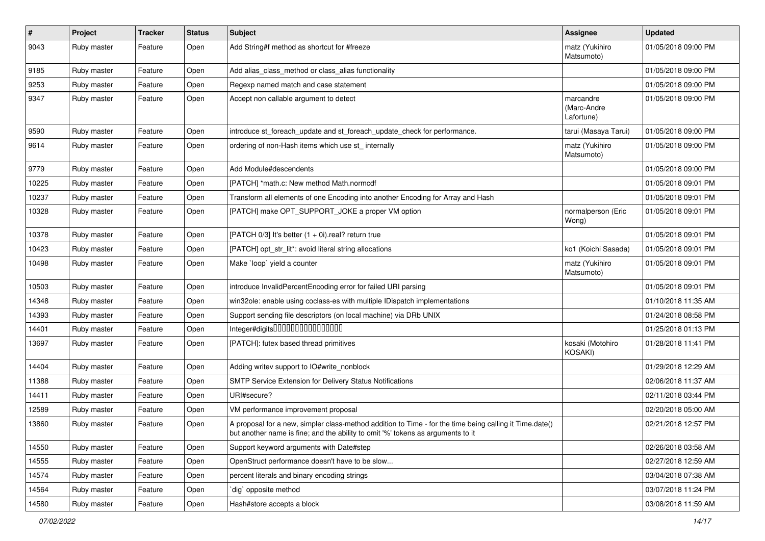| # | Project | Tracker | Status | Subject | Assignee | Updated |
|---|---|---|---|---|---|---|
| 9043 | Ruby master | Feature | Open | Add String#f method as shortcut for #freeze | matz (Yukihiro Matsumoto) | 01/05/2018 09:00 PM |
| 9185 | Ruby master | Feature | Open | Add alias_class_method or class_alias functionality | | 01/05/2018 09:00 PM |
| 9253 | Ruby master | Feature | Open | Regexp named match and case statement | | 01/05/2018 09:00 PM |
| 9347 | Ruby master | Feature | Open | Accept non callable argument to detect | marcandre (Marc-Andre Lafortune) | 01/05/2018 09:00 PM |
| 9590 | Ruby master | Feature | Open | introduce st_foreach_update and st_foreach_update_check for performance. | tarui (Masaya Tarui) | 01/05/2018 09:00 PM |
| 9614 | Ruby master | Feature | Open | ordering of non-Hash items which use st_ internally | matz (Yukihiro Matsumoto) | 01/05/2018 09:00 PM |
| 9779 | Ruby master | Feature | Open | Add Module#descendents | | 01/05/2018 09:00 PM |
| 10225 | Ruby master | Feature | Open | [PATCH] *math.c: New method Math.normcdf | | 01/05/2018 09:01 PM |
| 10237 | Ruby master | Feature | Open | Transform all elements of one Encoding into another Encoding for Array and Hash | | 01/05/2018 09:01 PM |
| 10328 | Ruby master | Feature | Open | [PATCH] make OPT_SUPPORT_JOKE a proper VM option | normalperson (Eric Wong) | 01/05/2018 09:01 PM |
| 10378 | Ruby master | Feature | Open | [PATCH 0/3] It's better (1 + 0i).real? return true | | 01/05/2018 09:01 PM |
| 10423 | Ruby master | Feature | Open | [PATCH] opt_str_lit*: avoid literal string allocations | ko1 (Koichi Sasada) | 01/05/2018 09:01 PM |
| 10498 | Ruby master | Feature | Open | Make `loop` yield a counter | matz (Yukihiro Matsumoto) | 01/05/2018 09:01 PM |
| 10503 | Ruby master | Feature | Open | introduce InvalidPercentEncoding error for failed URI parsing | | 01/05/2018 09:01 PM |
| 14348 | Ruby master | Feature | Open | win32ole: enable using coclass-es with multiple IDispatch implementations | | 01/10/2018 11:35 AM |
| 14393 | Ruby master | Feature | Open | Support sending file descriptors (on local machine) via DRb UNIX | | 01/24/2018 08:58 PM |
| 14401 | Ruby master | Feature | Open | Integer#digits□□□□□□□□□□□□□□□□ | | 01/25/2018 01:13 PM |
| 13697 | Ruby master | Feature | Open | [PATCH]: futex based thread primitives | kosaki (Motohiro KOSAKI) | 01/28/2018 11:41 PM |
| 14404 | Ruby master | Feature | Open | Adding writev support to IO#write_nonblock | | 01/29/2018 12:29 AM |
| 11388 | Ruby master | Feature | Open | SMTP Service Extension for Delivery Status Notifications | | 02/06/2018 11:37 AM |
| 14411 | Ruby master | Feature | Open | URI#secure? | | 02/11/2018 03:44 PM |
| 12589 | Ruby master | Feature | Open | VM performance improvement proposal | | 02/20/2018 05:00 AM |
| 13860 | Ruby master | Feature | Open | A proposal for a new, simpler class-method addition to Time - for the time being calling it Time.date() but another name is fine; and the ability to omit '%' tokens as arguments to it | | 02/21/2018 12:57 PM |
| 14550 | Ruby master | Feature | Open | Support keyword arguments with Date#step | | 02/26/2018 03:58 AM |
| 14555 | Ruby master | Feature | Open | OpenStruct performance doesn't have to be slow... | | 02/27/2018 12:59 AM |
| 14574 | Ruby master | Feature | Open | percent literals and binary encoding strings | | 03/04/2018 07:38 AM |
| 14564 | Ruby master | Feature | Open | `dig` opposite method | | 03/07/2018 11:24 PM |
| 14580 | Ruby master | Feature | Open | Hash#store accepts a block | | 03/08/2018 11:59 AM |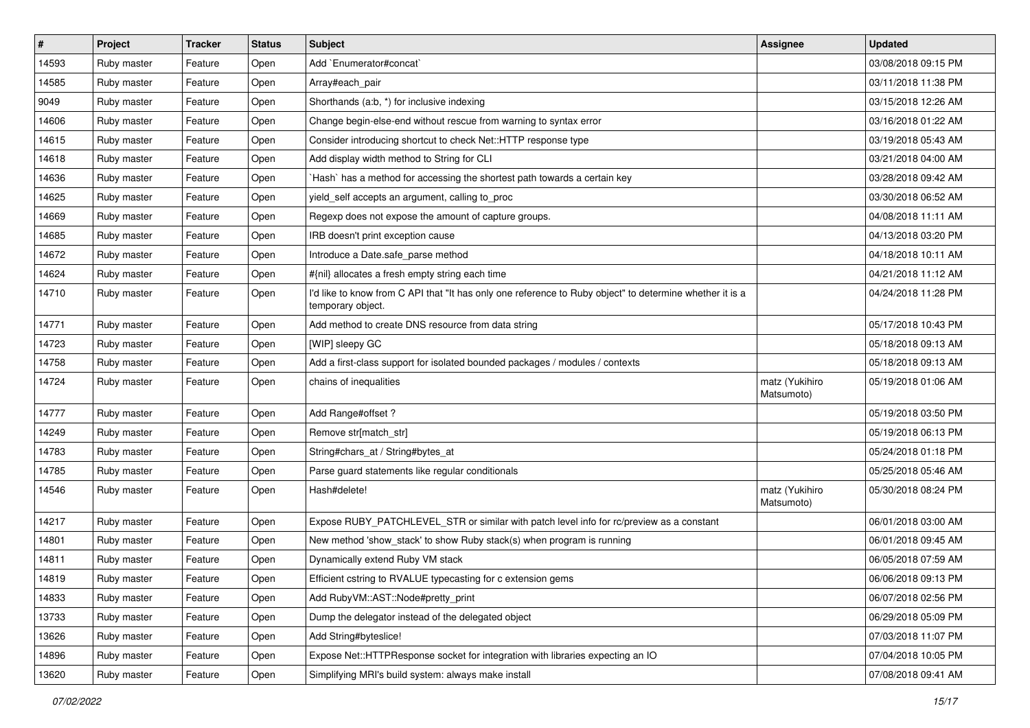| # | Project | Tracker | Status | Subject | Assignee | Updated |
|---|---|---|---|---|---|---|
| 14593 | Ruby master | Feature | Open | Add `Enumerator#concat` | | 03/08/2018 09:15 PM |
| 14585 | Ruby master | Feature | Open | Array#each_pair | | 03/11/2018 11:38 PM |
| 9049 | Ruby master | Feature | Open | Shorthands (a:b, *) for inclusive indexing | | 03/15/2018 12:26 AM |
| 14606 | Ruby master | Feature | Open | Change begin-else-end without rescue from warning to syntax error | | 03/16/2018 01:22 AM |
| 14615 | Ruby master | Feature | Open | Consider introducing shortcut to check Net::HTTP response type | | 03/19/2018 05:43 AM |
| 14618 | Ruby master | Feature | Open | Add display width method to String for CLI | | 03/21/2018 04:00 AM |
| 14636 | Ruby master | Feature | Open | `Hash` has a method for accessing the shortest path towards a certain key | | 03/28/2018 09:42 AM |
| 14625 | Ruby master | Feature | Open | yield_self accepts an argument, calling to_proc | | 03/30/2018 06:52 AM |
| 14669 | Ruby master | Feature | Open | Regexp does not expose the amount of capture groups. | | 04/08/2018 11:11 AM |
| 14685 | Ruby master | Feature | Open | IRB doesn't print exception cause | | 04/13/2018 03:20 PM |
| 14672 | Ruby master | Feature | Open | Introduce a Date.safe_parse method | | 04/18/2018 10:11 AM |
| 14624 | Ruby master | Feature | Open | #{nil} allocates a fresh empty string each time | | 04/21/2018 11:12 AM |
| 14710 | Ruby master | Feature | Open | I'd like to know from C API that "It has only one reference to Ruby object" to determine whether it is a temporary object. | | 04/24/2018 11:28 PM |
| 14771 | Ruby master | Feature | Open | Add method to create DNS resource from data string | | 05/17/2018 10:43 PM |
| 14723 | Ruby master | Feature | Open | [WIP] sleepy GC | | 05/18/2018 09:13 AM |
| 14758 | Ruby master | Feature | Open | Add a first-class support for isolated bounded packages / modules / contexts | | 05/18/2018 09:13 AM |
| 14724 | Ruby master | Feature | Open | chains of inequalities | matz (Yukihiro Matsumoto) | 05/19/2018 01:06 AM |
| 14777 | Ruby master | Feature | Open | Add Range#offset ? | | 05/19/2018 03:50 PM |
| 14249 | Ruby master | Feature | Open | Remove str[match_str] | | 05/19/2018 06:13 PM |
| 14783 | Ruby master | Feature | Open | String#chars_at / String#bytes_at | | 05/24/2018 01:18 PM |
| 14785 | Ruby master | Feature | Open | Parse guard statements like regular conditionals | | 05/25/2018 05:46 AM |
| 14546 | Ruby master | Feature | Open | Hash#delete! | matz (Yukihiro Matsumoto) | 05/30/2018 08:24 PM |
| 14217 | Ruby master | Feature | Open | Expose RUBY_PATCHLEVEL_STR or similar with patch level info for rc/preview as a constant | | 06/01/2018 03:00 AM |
| 14801 | Ruby master | Feature | Open | New method 'show_stack' to show Ruby stack(s) when program is running | | 06/01/2018 09:45 AM |
| 14811 | Ruby master | Feature | Open | Dynamically extend Ruby VM stack | | 06/05/2018 07:59 AM |
| 14819 | Ruby master | Feature | Open | Efficient cstring to RVALUE typecasting for c extension gems | | 06/06/2018 09:13 PM |
| 14833 | Ruby master | Feature | Open | Add RubyVM::AST::Node#pretty_print | | 06/07/2018 02:56 PM |
| 13733 | Ruby master | Feature | Open | Dump the delegator instead of the delegated object | | 06/29/2018 05:09 PM |
| 13626 | Ruby master | Feature | Open | Add String#byteslice! | | 07/03/2018 11:07 PM |
| 14896 | Ruby master | Feature | Open | Expose Net::HTTPResponse socket for integration with libraries expecting an IO | | 07/04/2018 10:05 PM |
| 13620 | Ruby master | Feature | Open | Simplifying MRI's build system: always make install | | 07/08/2018 09:41 AM |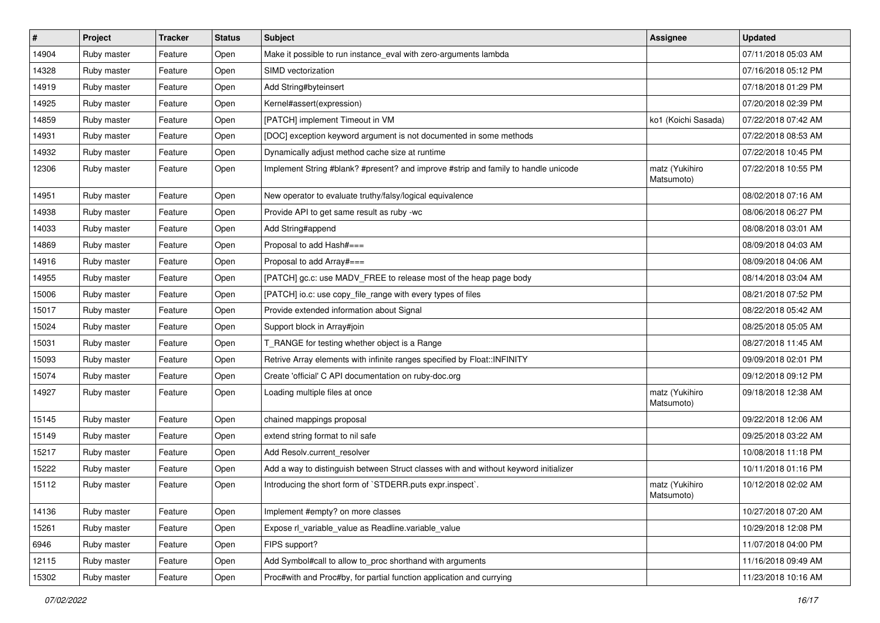| # | Project | Tracker | Status | Subject | Assignee | Updated |
|---|---|---|---|---|---|---|
| 14904 | Ruby master | Feature | Open | Make it possible to run instance_eval with zero-arguments lambda | | 07/11/2018 05:03 AM |
| 14328 | Ruby master | Feature | Open | SIMD vectorization | | 07/16/2018 05:12 PM |
| 14919 | Ruby master | Feature | Open | Add String#byteinsert | | 07/18/2018 01:29 PM |
| 14925 | Ruby master | Feature | Open | Kernel#assert(expression) | | 07/20/2018 02:39 PM |
| 14859 | Ruby master | Feature | Open | [PATCH] implement Timeout in VM | ko1 (Koichi Sasada) | 07/22/2018 07:42 AM |
| 14931 | Ruby master | Feature | Open | [DOC] exception keyword argument is not documented in some methods | | 07/22/2018 08:53 AM |
| 14932 | Ruby master | Feature | Open | Dynamically adjust method cache size at runtime | | 07/22/2018 10:45 PM |
| 12306 | Ruby master | Feature | Open | Implement String #blank? #present? and improve #strip and family to handle unicode | matz (Yukihiro Matsumoto) | 07/22/2018 10:55 PM |
| 14951 | Ruby master | Feature | Open | New operator to evaluate truthy/falsy/logical equivalence | | 08/02/2018 07:16 AM |
| 14938 | Ruby master | Feature | Open | Provide API to get same result as ruby -wc | | 08/06/2018 06:27 PM |
| 14033 | Ruby master | Feature | Open | Add String#append | | 08/08/2018 03:01 AM |
| 14869 | Ruby master | Feature | Open | Proposal to add Hash#=== | | 08/09/2018 04:03 AM |
| 14916 | Ruby master | Feature | Open | Proposal to add Array#=== | | 08/09/2018 04:06 AM |
| 14955 | Ruby master | Feature | Open | [PATCH] gc.c: use MADV_FREE to release most of the heap page body | | 08/14/2018 03:04 AM |
| 15006 | Ruby master | Feature | Open | [PATCH] io.c: use copy_file_range with every types of files | | 08/21/2018 07:52 PM |
| 15017 | Ruby master | Feature | Open | Provide extended information about Signal | | 08/22/2018 05:42 AM |
| 15024 | Ruby master | Feature | Open | Support block in Array#join | | 08/25/2018 05:05 AM |
| 15031 | Ruby master | Feature | Open | T_RANGE for testing whether object is a Range | | 08/27/2018 11:45 AM |
| 15093 | Ruby master | Feature | Open | Retrive Array elements with infinite ranges specified by Float::INFINITY | | 09/09/2018 02:01 PM |
| 15074 | Ruby master | Feature | Open | Create 'official' C API documentation on ruby-doc.org | | 09/12/2018 09:12 PM |
| 14927 | Ruby master | Feature | Open | Loading multiple files at once | matz (Yukihiro Matsumoto) | 09/18/2018 12:38 AM |
| 15145 | Ruby master | Feature | Open | chained mappings proposal | | 09/22/2018 12:06 AM |
| 15149 | Ruby master | Feature | Open | extend string format to nil safe | | 09/25/2018 03:22 AM |
| 15217 | Ruby master | Feature | Open | Add Resolv.current_resolver | | 10/08/2018 11:18 PM |
| 15222 | Ruby master | Feature | Open | Add a way to distinguish between Struct classes with and without keyword initializer | | 10/11/2018 01:16 PM |
| 15112 | Ruby master | Feature | Open | Introducing the short form of `STDERR.puts expr.inspect`. | matz (Yukihiro Matsumoto) | 10/12/2018 02:02 AM |
| 14136 | Ruby master | Feature | Open | Implement #empty? on more classes | | 10/27/2018 07:20 AM |
| 15261 | Ruby master | Feature | Open | Expose rl_variable_value as Readline.variable_value | | 10/29/2018 12:08 PM |
| 6946 | Ruby master | Feature | Open | FIPS support? | | 11/07/2018 04:00 PM |
| 12115 | Ruby master | Feature | Open | Add Symbol#call to allow to_proc shorthand with arguments | | 11/16/2018 09:49 AM |
| 15302 | Ruby master | Feature | Open | Proc#with and Proc#by, for partial function application and currying | | 11/23/2018 10:16 AM |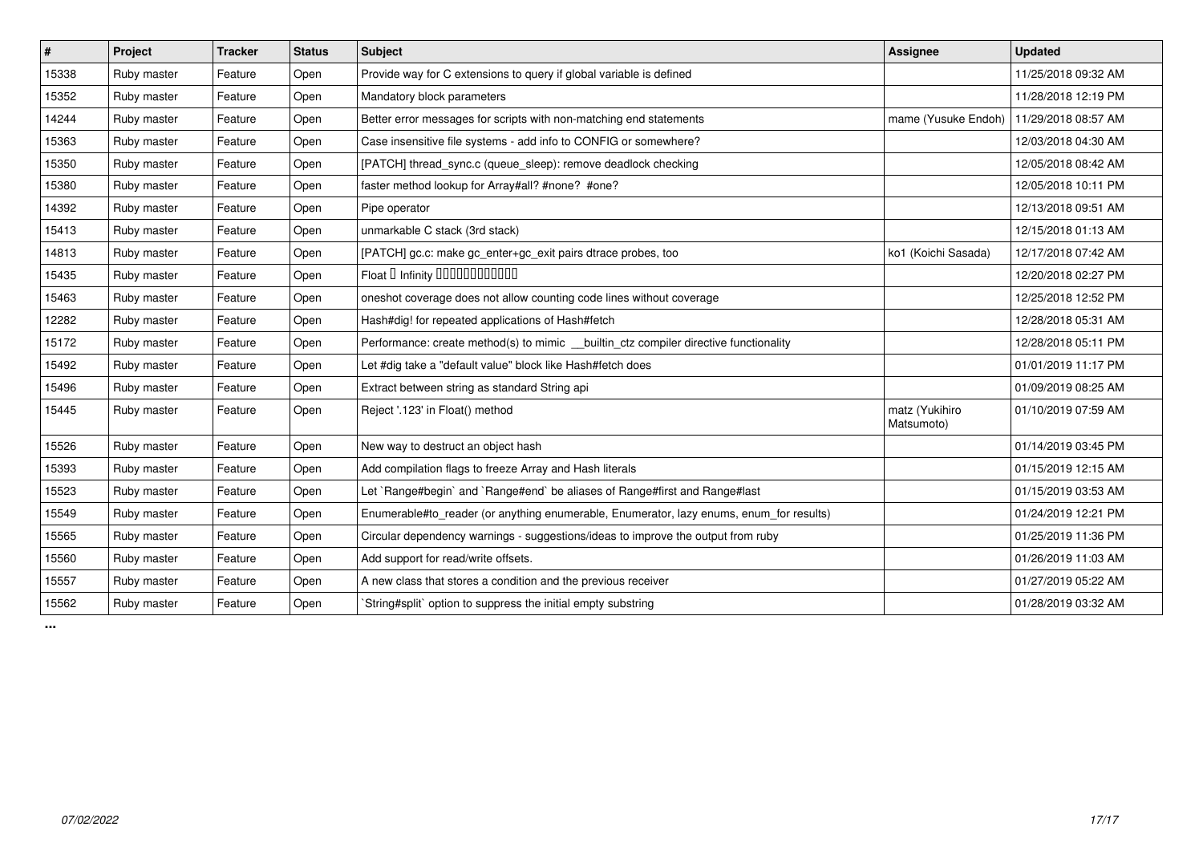| # | Project | Tracker | Status | Subject | Assignee | Updated |
|---|---|---|---|---|---|---|
| 15338 | Ruby master | Feature | Open | Provide way for C extensions to query if global variable is defined | | 11/25/2018 09:32 AM |
| 15352 | Ruby master | Feature | Open | Mandatory block parameters | | 11/28/2018 12:19 PM |
| 14244 | Ruby master | Feature | Open | Better error messages for scripts with non-matching end statements | mame (Yusuke Endoh) | 11/29/2018 08:57 AM |
| 15363 | Ruby master | Feature | Open | Case insensitive file systems - add info to CONFIG or somewhere? | | 12/03/2018 04:30 AM |
| 15350 | Ruby master | Feature | Open | [PATCH] thread_sync.c (queue_sleep): remove deadlock checking | | 12/05/2018 08:42 AM |
| 15380 | Ruby master | Feature | Open | faster method lookup for Array#all? #none? #one? | | 12/05/2018 10:11 PM |
| 14392 | Ruby master | Feature | Open | Pipe operator | | 12/13/2018 09:51 AM |
| 15413 | Ruby master | Feature | Open | unmarkable C stack (3rd stack) | | 12/15/2018 01:13 AM |
| 14813 | Ruby master | Feature | Open | [PATCH] gc.c: make gc_enter+gc_exit pairs dtrace probes, too | ko1 (Koichi Sasada) | 12/17/2018 07:42 AM |
| 15435 | Ruby master | Feature | Open | Float � Infinity ������������ | | 12/20/2018 02:27 PM |
| 15463 | Ruby master | Feature | Open | oneshot coverage does not allow counting code lines without coverage | | 12/25/2018 12:52 PM |
| 12282 | Ruby master | Feature | Open | Hash#dig! for repeated applications of Hash#fetch | | 12/28/2018 05:31 AM |
| 15172 | Ruby master | Feature | Open | Performance: create method(s) to mimic __builtin_ctz compiler directive functionality | | 12/28/2018 05:11 PM |
| 15492 | Ruby master | Feature | Open | Let #dig take a "default value" block like Hash#fetch does | | 01/01/2019 11:17 PM |
| 15496 | Ruby master | Feature | Open | Extract between string as standard String api | | 01/09/2019 08:25 AM |
| 15445 | Ruby master | Feature | Open | Reject '.123' in Float() method | matz (Yukihiro Matsumoto) | 01/10/2019 07:59 AM |
| 15526 | Ruby master | Feature | Open | New way to destruct an object hash | | 01/14/2019 03:45 PM |
| 15393 | Ruby master | Feature | Open | Add compilation flags to freeze Array and Hash literals | | 01/15/2019 12:15 AM |
| 15523 | Ruby master | Feature | Open | Let `Range#begin` and `Range#end` be aliases of Range#first and Range#last | | 01/15/2019 03:53 AM |
| 15549 | Ruby master | Feature | Open | Enumerable#to_reader (or anything enumerable, Enumerator, lazy enums, enum_for results) | | 01/24/2019 12:21 PM |
| 15565 | Ruby master | Feature | Open | Circular dependency warnings - suggestions/ideas to improve the output from ruby | | 01/25/2019 11:36 PM |
| 15560 | Ruby master | Feature | Open | Add support for read/write offsets. | | 01/26/2019 11:03 AM |
| 15557 | Ruby master | Feature | Open | A new class that stores a condition and the previous receiver | | 01/27/2019 05:22 AM |
| 15562 | Ruby master | Feature | Open | `String#split` option to suppress the initial empty substring | | 01/28/2019 03:32 AM |

...